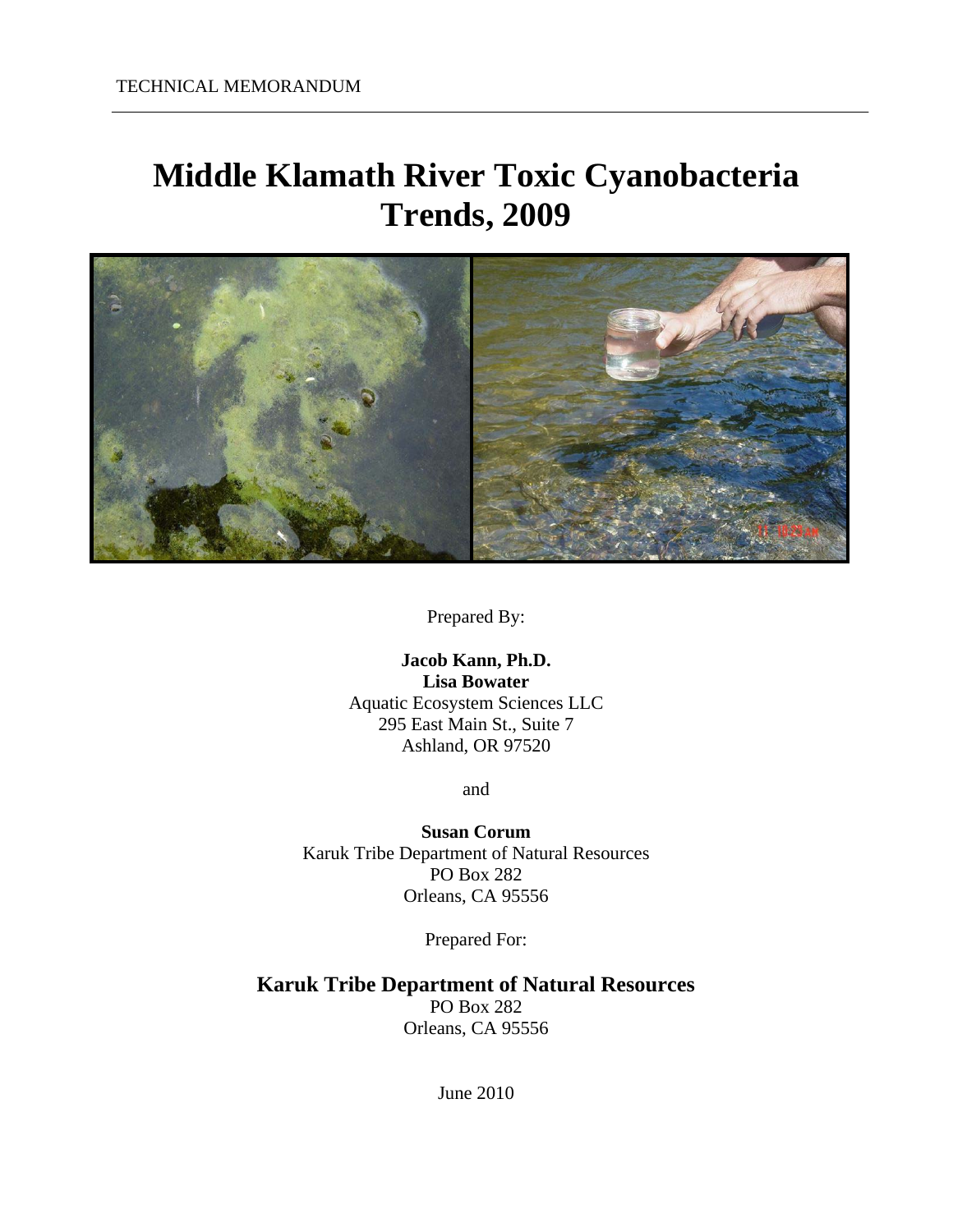TECHNICAL MEMORANDUM

# Middle Klamath River Toxic Cyanobacteria Trends, 2009

Prepared By:

**Jacob Kann, Ph.D.**
**Lisa Bowater**
Aquatic Ecosystem Sciences LLC
295 East Main St., Suite 7
Ashland, OR 97520

and

**Susan Corum**
Karuk Tribe Department of Natural Resources
PO Box 282
Orleans, CA 95556

Prepared For:

**Karuk Tribe Department of Natural Resources**
PO Box 282
Orleans, CA 95556

June 2010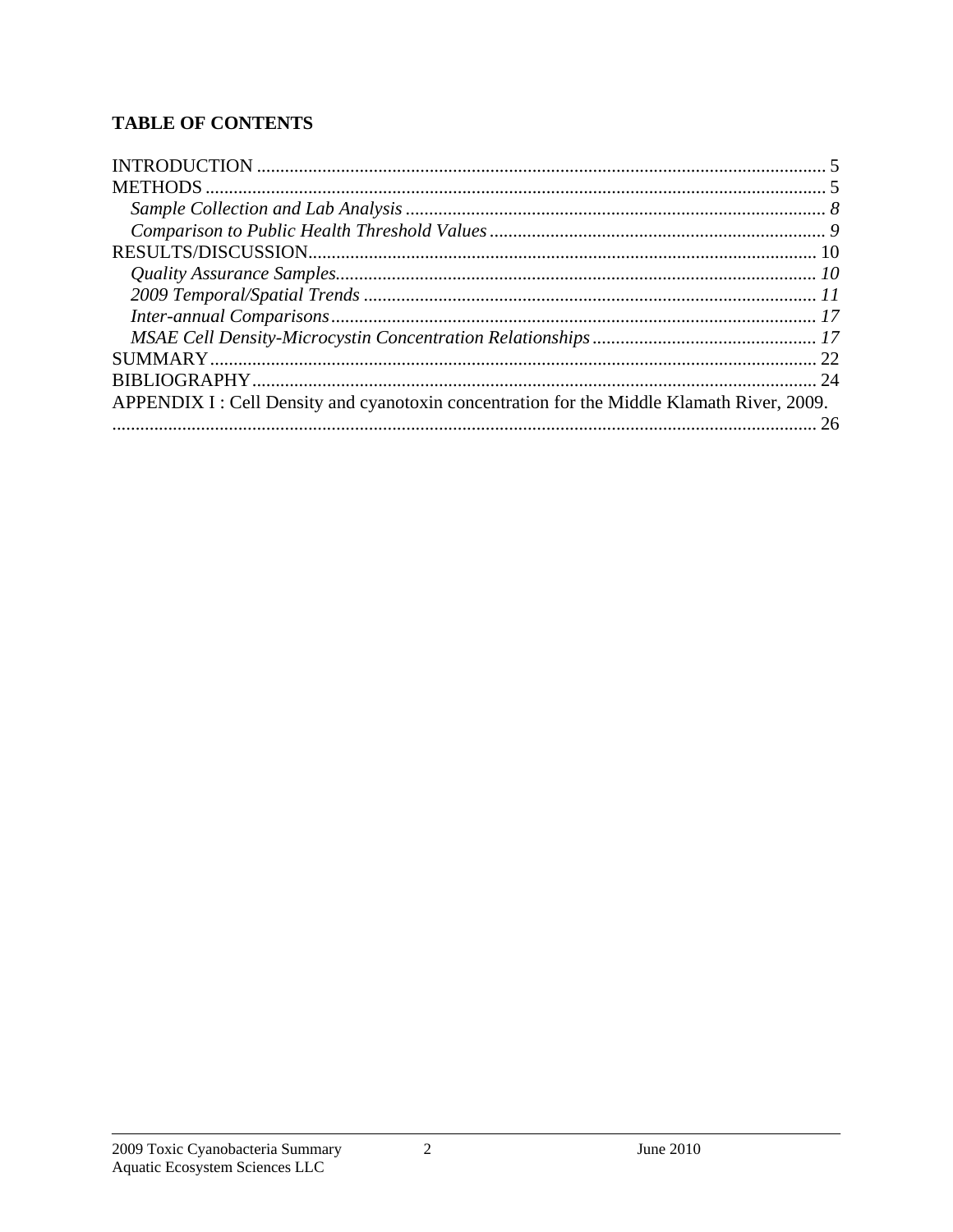**TABLE OF CONTENTS**

INTRODUCTION ........................................................................................................................ 5
METHODS .................................................................................................................................. 5
*Sample Collection and Lab Analysis* ........................................................................................ *8*
*Comparison to Public Health Threshold Values* ...................................................................... *9*
RESULTS/DISCUSSION............................................................................................................ 10
*Quality Assurance Samples*...................................................................................................... *10*
*2009 Temporal/Spatial Trends* ................................................................................................ *11*
*Inter-annual Comparisons*........................................................................................................ *17*
*MSAE Cell Density-Microcystin Concentration Relationships* ................................................ *17*
SUMMARY ................................................................................................................................ 22
BIBLIOGRAPHY....................................................................................................................... 24
APPENDIX I : Cell Density and cyanotoxin concentration for the Middle Klamath River, 2009. ..................................................................................................................................... 26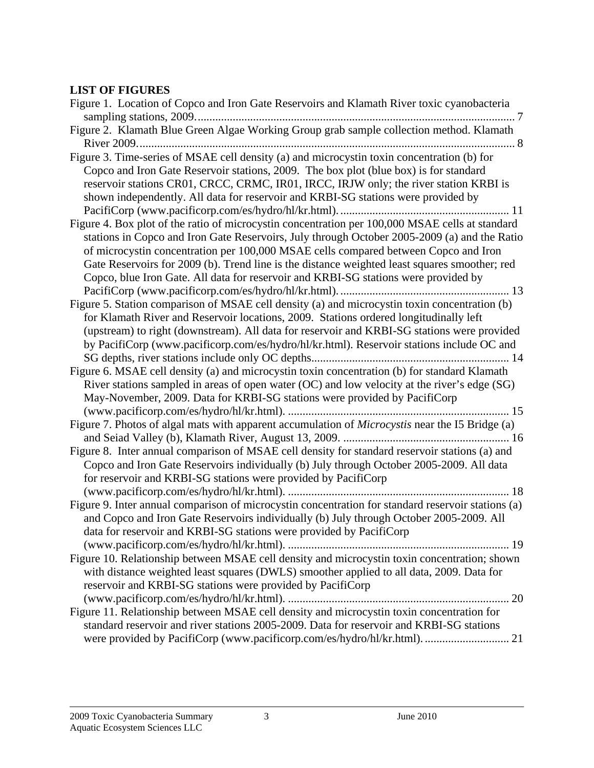## LIST OF FIGURES

Figure 1. Location of Copco and Iron Gate Reservoirs and Klamath River toxic cyanobacteria sampling stations, 2009. ............................................................................................................. 7

Figure 2. Klamath Blue Green Algae Working Group grab sample collection method. Klamath River 2009. ................................................................................................................................ 8

Figure 3. Time-series of MSAE cell density (a) and microcystin toxin concentration (b) for Copco and Iron Gate Reservoir stations, 2009. The box plot (blue box) is for standard reservoir stations CR01, CRCC, CRMC, IR01, IRCC, IRJW only; the river station KRBI is shown independently. All data for reservoir and KRBI-SG stations were provided by PacifiCorp (www.pacificorp.com/es/hydro/hl/kr.html). ......................................................... 11

Figure 4. Box plot of the ratio of microcystin concentration per 100,000 MSAE cells at standard stations in Copco and Iron Gate Reservoirs, July through October 2005-2009 (a) and the Ratio of microcystin concentration per 100,000 MSAE cells compared between Copco and Iron Gate Reservoirs for 2009 (b). Trend line is the distance weighted least squares smoother; red Copco, blue Iron Gate. All data for reservoir and KRBI-SG stations were provided by PacifiCorp (www.pacificorp.com/es/hydro/hl/kr.html). ......................................................... 13

Figure 5. Station comparison of MSAE cell density (a) and microcystin toxin concentration (b) for Klamath River and Reservoir locations, 2009. Stations ordered longitudinally left (upstream) to right (downstream). All data for reservoir and KRBI-SG stations were provided by PacifiCorp (www.pacificorp.com/es/hydro/hl/kr.html). Reservoir stations include OC and SG depths, river stations include only OC depths.................................................................... 14

Figure 6. MSAE cell density (a) and microcystin toxin concentration (b) for standard Klamath River stations sampled in areas of open water (OC) and low velocity at the river's edge (SG) May-November, 2009. Data for KRBI-SG stations were provided by PacifiCorp (www.pacificorp.com/es/hydro/hl/kr.html). ........................................................................... 15

Figure 7. Photos of algal mats with apparent accumulation of *Microcystis* near the I5 Bridge (a) and Seiad Valley (b), Klamath River, August 13, 2009. ......................................................... 16

Figure 8. Inter annual comparison of MSAE cell density for standard reservoir stations (a) and Copco and Iron Gate Reservoirs individually (b) July through October 2005-2009. All data for reservoir and KRBI-SG stations were provided by PacifiCorp (www.pacificorp.com/es/hydro/hl/kr.html). ........................................................................... 18

Figure 9. Inter annual comparison of microcystin concentration for standard reservoir stations (a) and Copco and Iron Gate Reservoirs individually (b) July through October 2005-2009. All data for reservoir and KRBI-SG stations were provided by PacifiCorp (www.pacificorp.com/es/hydro/hl/kr.html). ........................................................................... 19

Figure 10. Relationship between MSAE cell density and microcystin toxin concentration; shown with distance weighted least squares (DWLS) smoother applied to all data, 2009. Data for reservoir and KRBI-SG stations were provided by PacifiCorp (www.pacificorp.com/es/hydro/hl/kr.html). ........................................................................... 20

Figure 11. Relationship between MSAE cell density and microcystin toxin concentration for standard reservoir and river stations 2005-2009. Data for reservoir and KRBI-SG stations were provided by PacifiCorp (www.pacificorp.com/es/hydro/hl/kr.html). ............................ 21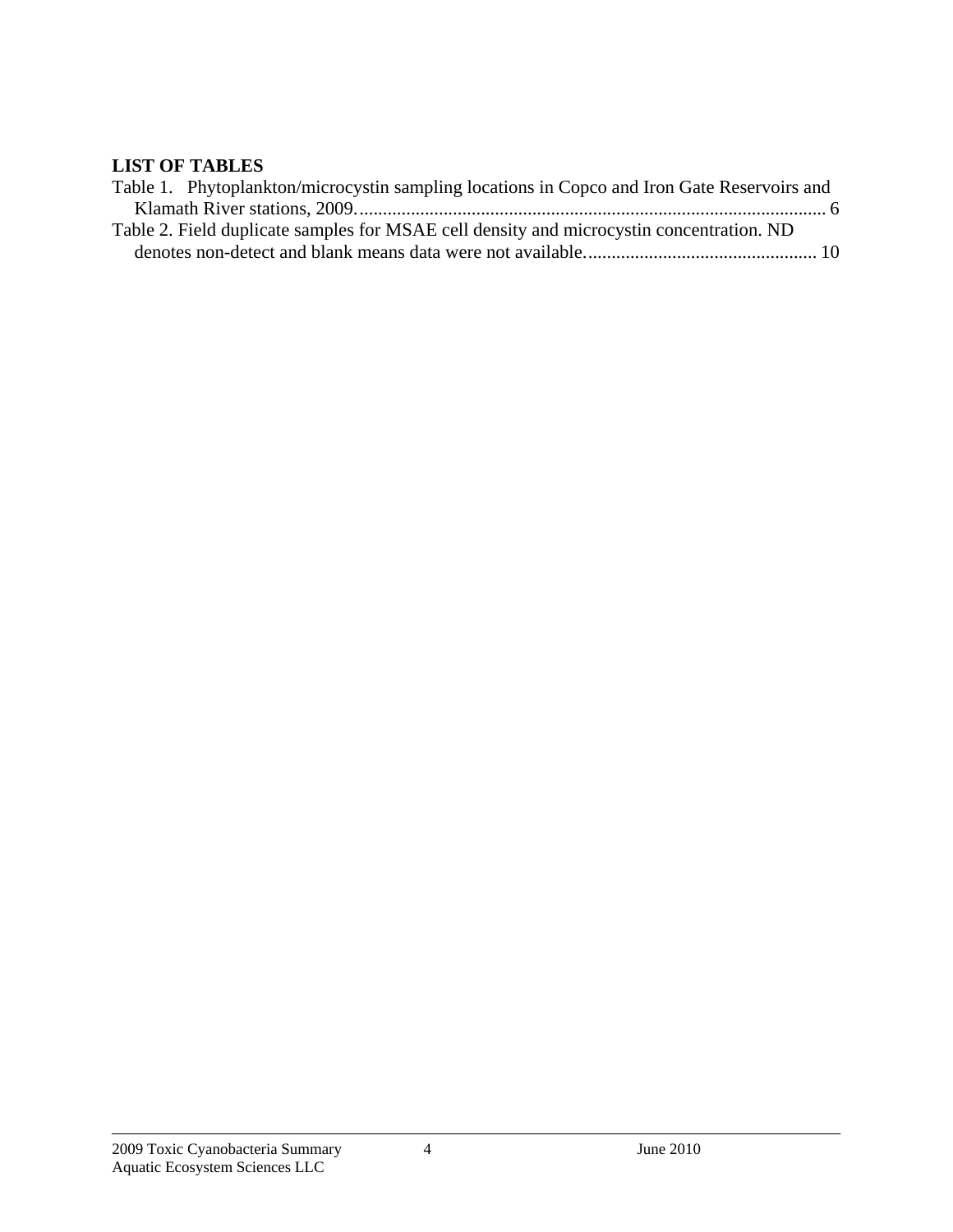**LIST OF TABLES**

Table 1. Phytoplankton/microcystin sampling locations in Copco and Iron Gate Reservoirs and Klamath River stations, 2009. .................................................................................................. 6

Table 2. Field duplicate samples for MSAE cell density and microcystin concentration. ND denotes non-detect and blank means data were not available. ................................................ 10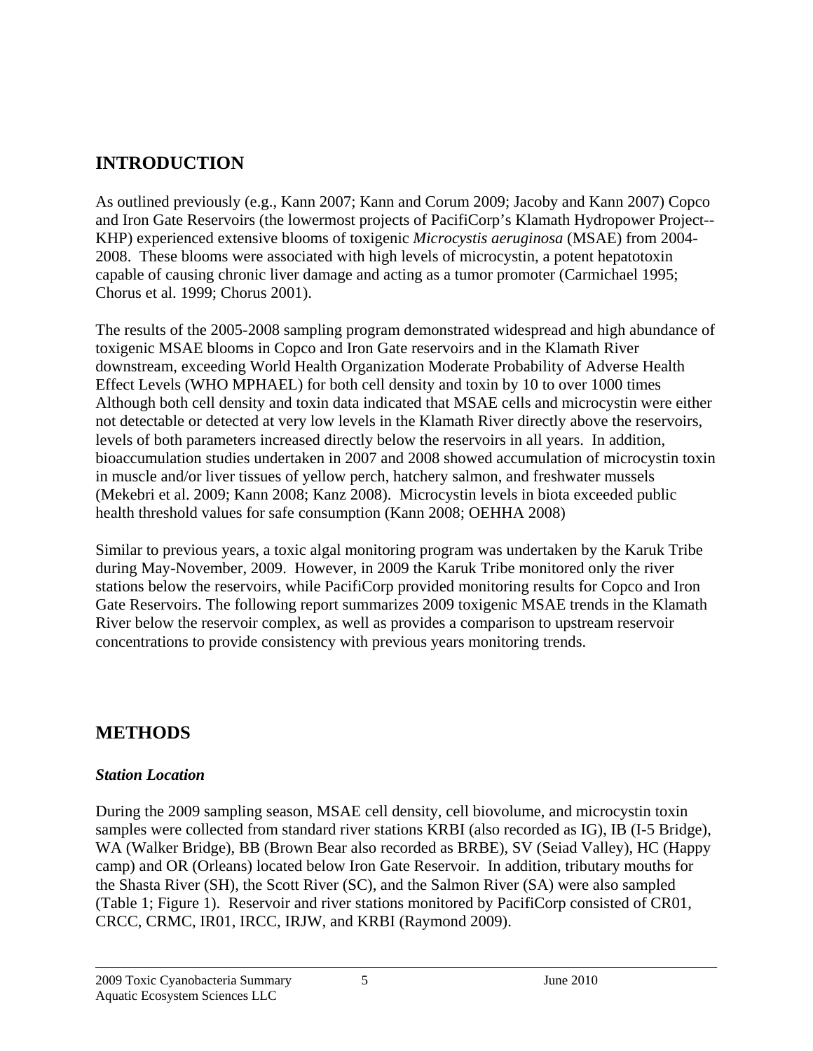## INTRODUCTION

As outlined previously (e.g., Kann 2007; Kann and Corum 2009; Jacoby and Kann 2007) Copco and Iron Gate Reservoirs (the lowermost projects of PacifiCorp's Klamath Hydropower Project--KHP) experienced extensive blooms of toxigenic *Microcystis aeruginosa* (MSAE) from 2004-2008. These blooms were associated with high levels of microcystin, a potent hepatotoxin capable of causing chronic liver damage and acting as a tumor promoter (Carmichael 1995; Chorus et al. 1999; Chorus 2001).

The results of the 2005-2008 sampling program demonstrated widespread and high abundance of toxigenic MSAE blooms in Copco and Iron Gate reservoirs and in the Klamath River downstream, exceeding World Health Organization Moderate Probability of Adverse Health Effect Levels (WHO MPHAEL) for both cell density and toxin by 10 to over 1000 times Although both cell density and toxin data indicated that MSAE cells and microcystin were either not detectable or detected at very low levels in the Klamath River directly above the reservoirs, levels of both parameters increased directly below the reservoirs in all years. In addition, bioaccumulation studies undertaken in 2007 and 2008 showed accumulation of microcystin toxin in muscle and/or liver tissues of yellow perch, hatchery salmon, and freshwater mussels (Mekebri et al. 2009; Kann 2008; Kanz 2008). Microcystin levels in biota exceeded public health threshold values for safe consumption (Kann 2008; OEHHA 2008)

Similar to previous years, a toxic algal monitoring program was undertaken by the Karuk Tribe during May-November, 2009. However, in 2009 the Karuk Tribe monitored only the river stations below the reservoirs, while PacifiCorp provided monitoring results for Copco and Iron Gate Reservoirs. The following report summarizes 2009 toxigenic MSAE trends in the Klamath River below the reservoir complex, as well as provides a comparison to upstream reservoir concentrations to provide consistency with previous years monitoring trends.

## METHODS

### *Station Location*

During the 2009 sampling season, MSAE cell density, cell biovolume, and microcystin toxin samples were collected from standard river stations KRBI (also recorded as IG), IB (I-5 Bridge), WA (Walker Bridge), BB (Brown Bear also recorded as BRBE), SV (Seiad Valley), HC (Happy camp) and OR (Orleans) located below Iron Gate Reservoir. In addition, tributary mouths for the Shasta River (SH), the Scott River (SC), and the Salmon River (SA) were also sampled (Table 1; Figure 1). Reservoir and river stations monitored by PacifiCorp consisted of CR01, CRCC, CRMC, IR01, IRCC, IRJW, and KRBI (Raymond 2009).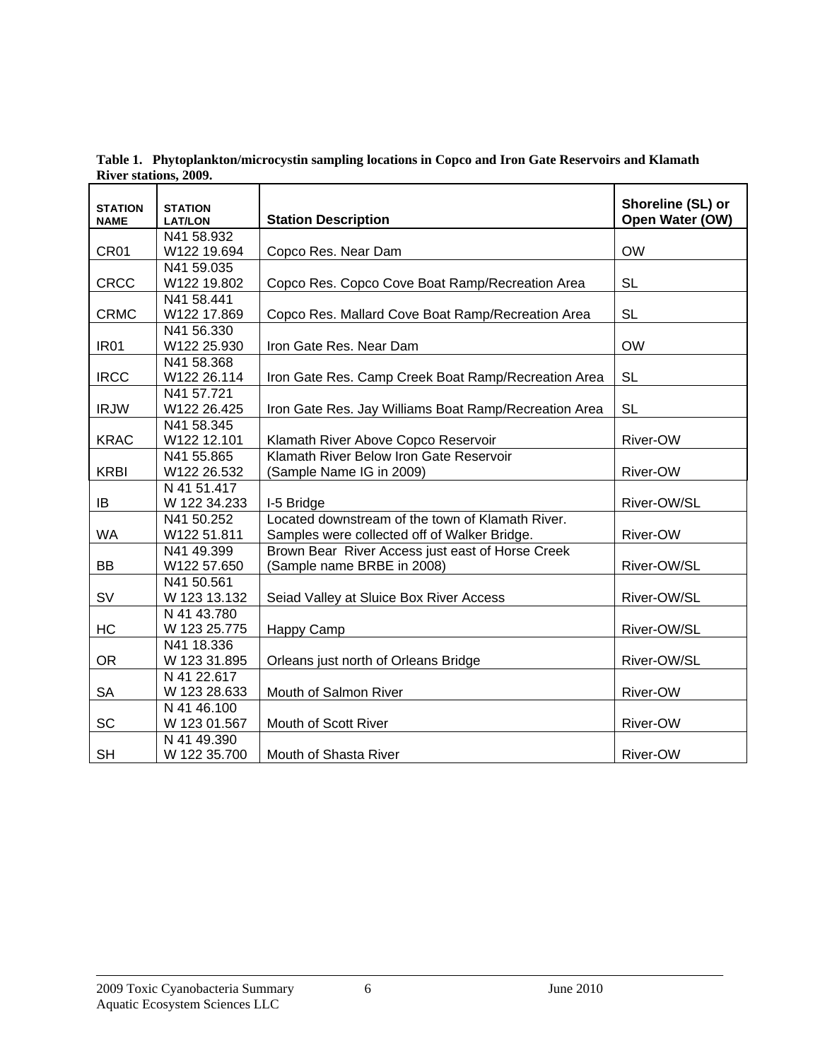**Table 1. Phytoplankton/microcystin sampling locations in Copco and Iron Gate Reservoirs and Klamath River stations, 2009.**

| STATION NAME | STATION LAT/LON | Station Description | Shoreline (SL) or Open Water (OW) |
|---|---|---|---|
| CR01 | N41 58.932 W122 19.694 | Copco Res. Near Dam | OW |
| CRCC | N41 59.035 W122 19.802 | Copco Res. Copco Cove Boat Ramp/Recreation Area | SL |
| CRMC | N41 58.441 W122 17.869 | Copco Res. Mallard Cove Boat Ramp/Recreation Area | SL |
| IR01 | N41 56.330 W122 25.930 | Iron Gate Res. Near Dam | OW |
| IRCC | N41 58.368 W122 26.114 | Iron Gate Res. Camp Creek Boat Ramp/Recreation Area | SL |
| IRJW | N41 57.721 W122 26.425 | Iron Gate Res. Jay Williams Boat Ramp/Recreation Area | SL |
| KRAC | N41 58.345 W122 12.101 | Klamath River Above Copco Reservoir | River-OW |
| KRBI | N41 55.865 W122 26.532 | Klamath River Below Iron Gate Reservoir (Sample Name IG in 2009) | River-OW |
| IB | N 41 51.417 W 122 34.233 | I-5 Bridge | River-OW/SL |
| WA | N41 50.252 W122 51.811 | Located downstream of the town of Klamath River. Samples were collected off of Walker Bridge. | River-OW |
| BB | N41 49.399 W122 57.650 | Brown Bear River Access just east of Horse Creek (Sample name BRBE in 2008) | River-OW/SL |
| SV | N41 50.561 W 123 13.132 | Seiad Valley at Sluice Box River Access | River-OW/SL |
| HC | N 41 43.780 W 123 25.775 | Happy Camp | River-OW/SL |
| OR | N41 18.336 W 123 31.895 | Orleans just north of Orleans Bridge | River-OW/SL |
| SA | N 41 22.617 W 123 28.633 | Mouth of Salmon River | River-OW |
| SC | N 41 46.100 W 123 01.567 | Mouth of Scott River | River-OW |
| SH | N 41 49.390 W 122 35.700 | Mouth of Shasta River | River-OW |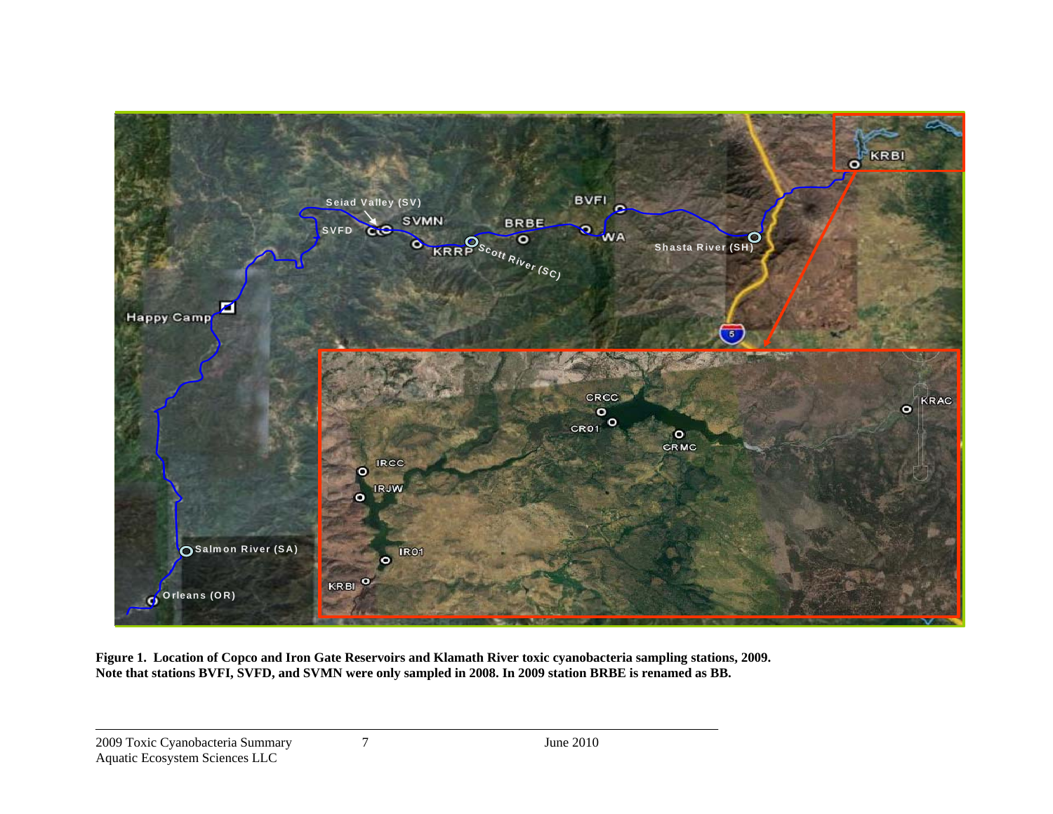**Figure 1. Location of Copco and Iron Gate Reservoirs and Klamath River toxic cyanobacteria sampling stations, 2009. Note that stations BVFI, SVFD, and SVMN were only sampled in 2008. In 2009 station BRBE is renamed as BB.**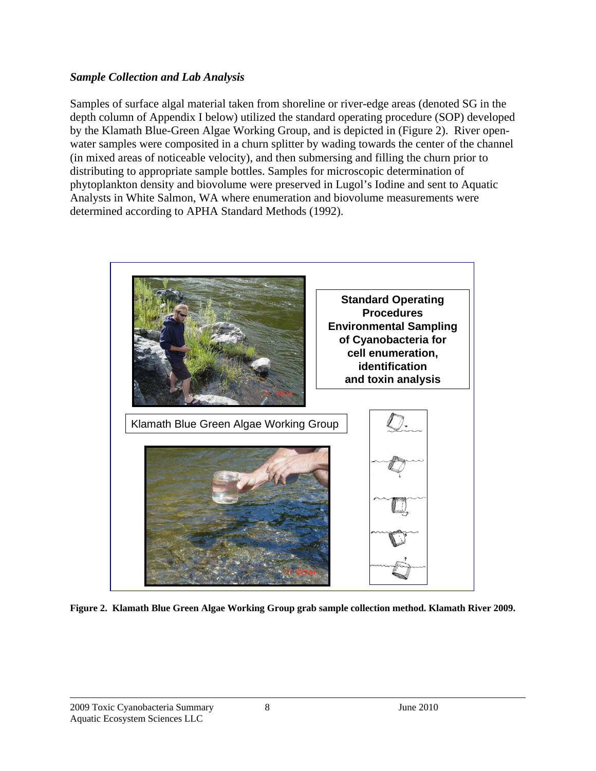### *Sample Collection and Lab Analysis*

Samples of surface algal material taken from shoreline or river-edge areas (denoted SG in the depth column of Appendix I below) utilized the standard operating procedure (SOP) developed by the Klamath Blue-Green Algae Working Group, and is depicted in (Figure 2). River open-water samples were composited in a churn splitter by wading towards the center of the channel (in mixed areas of noticeable velocity), and then submersing and filling the churn prior to distributing to appropriate sample bottles. Samples for microscopic determination of phytoplankton density and biovolume were preserved in Lugol's Iodine and sent to Aquatic Analysts in White Salmon, WA where enumeration and biovolume measurements were determined according to APHA Standard Methods (1992).

**Standard Operating Procedures Environmental Sampling of Cyanobacteria for cell enumeration, identification and toxin analysis**

Klamath Blue Green Algae Working Group

**Figure 2. Klamath Blue Green Algae Working Group grab sample collection method. Klamath River 2009.**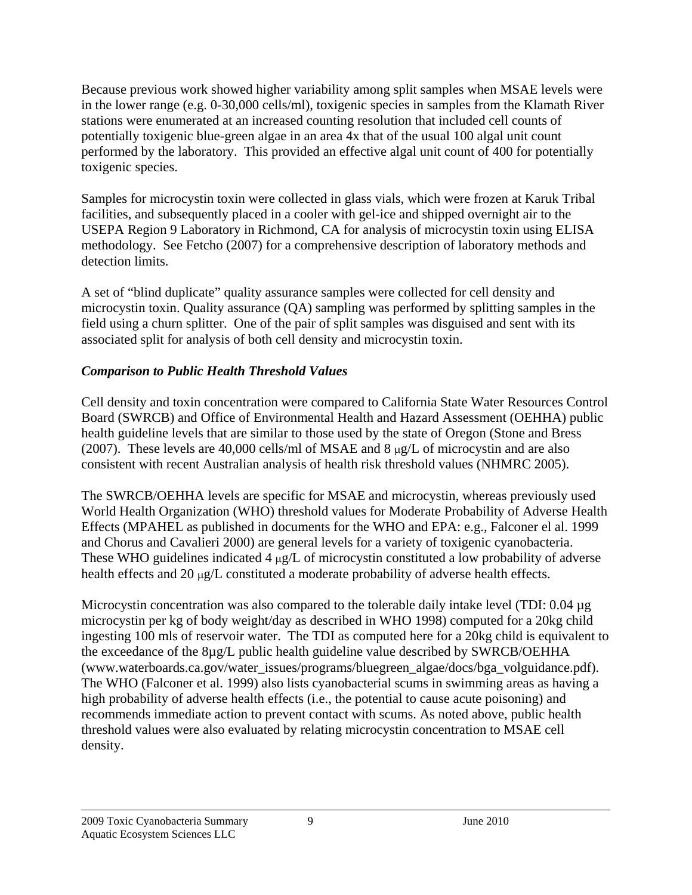Because previous work showed higher variability among split samples when MSAE levels were in the lower range (e.g. 0-30,000 cells/ml), toxigenic species in samples from the Klamath River stations were enumerated at an increased counting resolution that included cell counts of potentially toxigenic blue-green algae in an area 4x that of the usual 100 algal unit count performed by the laboratory. This provided an effective algal unit count of 400 for potentially toxigenic species.

Samples for microcystin toxin were collected in glass vials, which were frozen at Karuk Tribal facilities, and subsequently placed in a cooler with gel-ice and shipped overnight air to the USEPA Region 9 Laboratory in Richmond, CA for analysis of microcystin toxin using ELISA methodology. See Fetcho (2007) for a comprehensive description of laboratory methods and detection limits.

A set of "blind duplicate" quality assurance samples were collected for cell density and microcystin toxin. Quality assurance (QA) sampling was performed by splitting samples in the field using a churn splitter. One of the pair of split samples was disguised and sent with its associated split for analysis of both cell density and microcystin toxin.

### *Comparison to Public Health Threshold Values*

Cell density and toxin concentration were compared to California State Water Resources Control Board (SWRCB) and Office of Environmental Health and Hazard Assessment (OEHHA) public health guideline levels that are similar to those used by the state of Oregon (Stone and Bress (2007). These levels are 40,000 cells/ml of MSAE and 8 μg/L of microcystin and are also consistent with recent Australian analysis of health risk threshold values (NHMRC 2005).

The SWRCB/OEHHA levels are specific for MSAE and microcystin, whereas previously used World Health Organization (WHO) threshold values for Moderate Probability of Adverse Health Effects (MPAHEL as published in documents for the WHO and EPA: e.g., Falconer el al. 1999 and Chorus and Cavalieri 2000) are general levels for a variety of toxigenic cyanobacteria. These WHO guidelines indicated 4 μg/L of microcystin constituted a low probability of adverse health effects and 20 μg/L constituted a moderate probability of adverse health effects.

Microcystin concentration was also compared to the tolerable daily intake level (TDI: 0.04 µg microcystin per kg of body weight/day as described in WHO 1998) computed for a 20kg child ingesting 100 mls of reservoir water. The TDI as computed here for a 20kg child is equivalent to the exceedance of the 8µg/L public health guideline value described by SWRCB/OEHHA (www.waterboards.ca.gov/water_issues/programs/bluegreen_algae/docs/bga_volguidance.pdf). The WHO (Falconer et al. 1999) also lists cyanobacterial scums in swimming areas as having a high probability of adverse health effects (i.e., the potential to cause acute poisoning) and recommends immediate action to prevent contact with scums. As noted above, public health threshold values were also evaluated by relating microcystin concentration to MSAE cell density.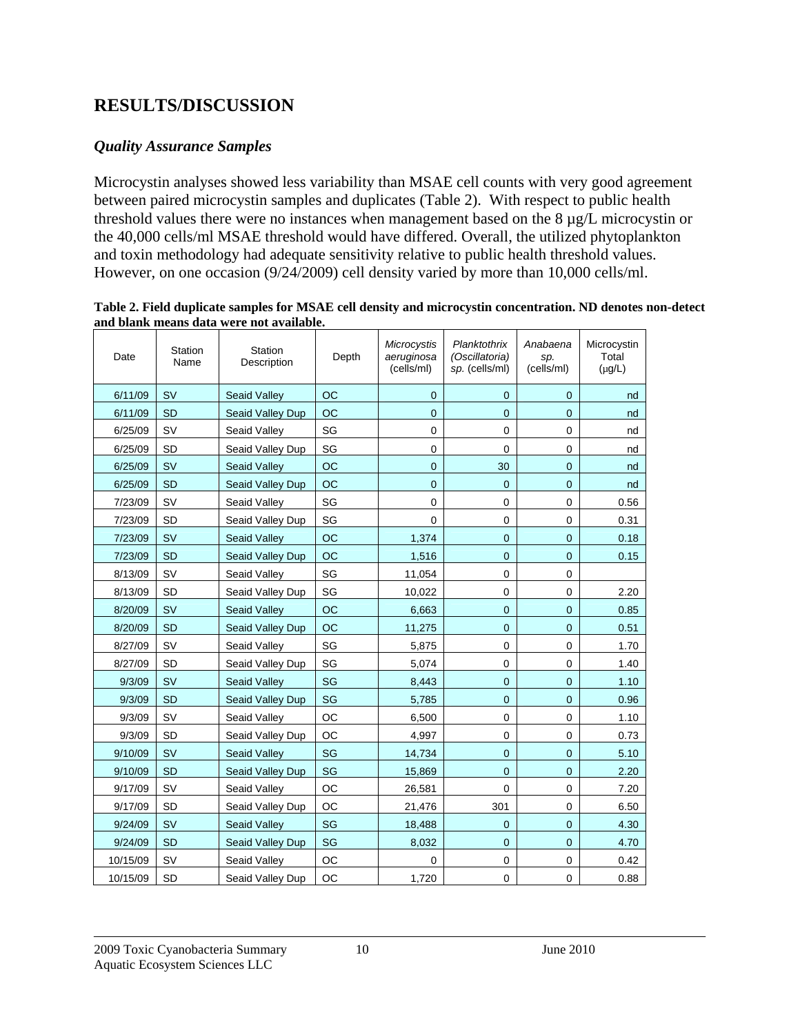## RESULTS/DISCUSSION

### *Quality Assurance Samples*

Microcystin analyses showed less variability than MSAE cell counts with very good agreement between paired microcystin samples and duplicates (Table 2). With respect to public health threshold values there were no instances when management based on the 8 µg/L microcystin or the 40,000 cells/ml MSAE threshold would have differed. Overall, the utilized phytoplankton and toxin methodology had adequate sensitivity relative to public health threshold values. However, on one occasion (9/24/2009) cell density varied by more than 10,000 cells/ml.

**Table 2. Field duplicate samples for MSAE cell density and microcystin concentration. ND denotes non-detect and blank means data were not available.**

| Date | Station Name | Station Description | Depth | *Microcystis aeruginosa* (cells/ml) | *Planktothrix (Oscillatoria) sp.* (cells/ml) | *Anabaena sp.* (cells/ml) | Microcystin Total (µg/L) |
|---|---|---|---|---|---|---|---|
| 6/11/09 | SV | Seaid Valley | OC | 0 | 0 | 0 | nd |
| 6/11/09 | SD | Seaid Valley Dup | OC | 0 | 0 | 0 | nd |
| 6/25/09 | SV | Seaid Valley | SG | 0 | 0 | 0 | nd |
| 6/25/09 | SD | Seaid Valley Dup | SG | 0 | 0 | 0 | nd |
| 6/25/09 | SV | Seaid Valley | OC | 0 | 30 | 0 | nd |
| 6/25/09 | SD | Seaid Valley Dup | OC | 0 | 0 | 0 | nd |
| 7/23/09 | SV | Seaid Valley | SG | 0 | 0 | 0 | 0.56 |
| 7/23/09 | SD | Seaid Valley Dup | SG | 0 | 0 | 0 | 0.31 |
| 7/23/09 | SV | Seaid Valley | OC | 1,374 | 0 | 0 | 0.18 |
| 7/23/09 | SD | Seaid Valley Dup | OC | 1,516 | 0 | 0 | 0.15 |
| 8/13/09 | SV | Seaid Valley | SG | 11,054 | 0 | 0 | |
| 8/13/09 | SD | Seaid Valley Dup | SG | 10,022 | 0 | 0 | 2.20 |
| 8/20/09 | SV | Seaid Valley | OC | 6,663 | 0 | 0 | 0.85 |
| 8/20/09 | SD | Seaid Valley Dup | OC | 11,275 | 0 | 0 | 0.51 |
| 8/27/09 | SV | Seaid Valley | SG | 5,875 | 0 | 0 | 1.70 |
| 8/27/09 | SD | Seaid Valley Dup | SG | 5,074 | 0 | 0 | 1.40 |
| 9/3/09 | SV | Seaid Valley | SG | 8,443 | 0 | 0 | 1.10 |
| 9/3/09 | SD | Seaid Valley Dup | SG | 5,785 | 0 | 0 | 0.96 |
| 9/3/09 | SV | Seaid Valley | OC | 6,500 | 0 | 0 | 1.10 |
| 9/3/09 | SD | Seaid Valley Dup | OC | 4,997 | 0 | 0 | 0.73 |
| 9/10/09 | SV | Seaid Valley | SG | 14,734 | 0 | 0 | 5.10 |
| 9/10/09 | SD | Seaid Valley Dup | SG | 15,869 | 0 | 0 | 2.20 |
| 9/17/09 | SV | Seaid Valley | OC | 26,581 | 0 | 0 | 7.20 |
| 9/17/09 | SD | Seaid Valley Dup | OC | 21,476 | 301 | 0 | 6.50 |
| 9/24/09 | SV | Seaid Valley | SG | 18,488 | 0 | 0 | 4.30 |
| 9/24/09 | SD | Seaid Valley Dup | SG | 8,032 | 0 | 0 | 4.70 |
| 10/15/09 | SV | Seaid Valley | OC | 0 | 0 | 0 | 0.42 |
| 10/15/09 | SD | Seaid Valley Dup | OC | 1,720 | 0 | 0 | 0.88 |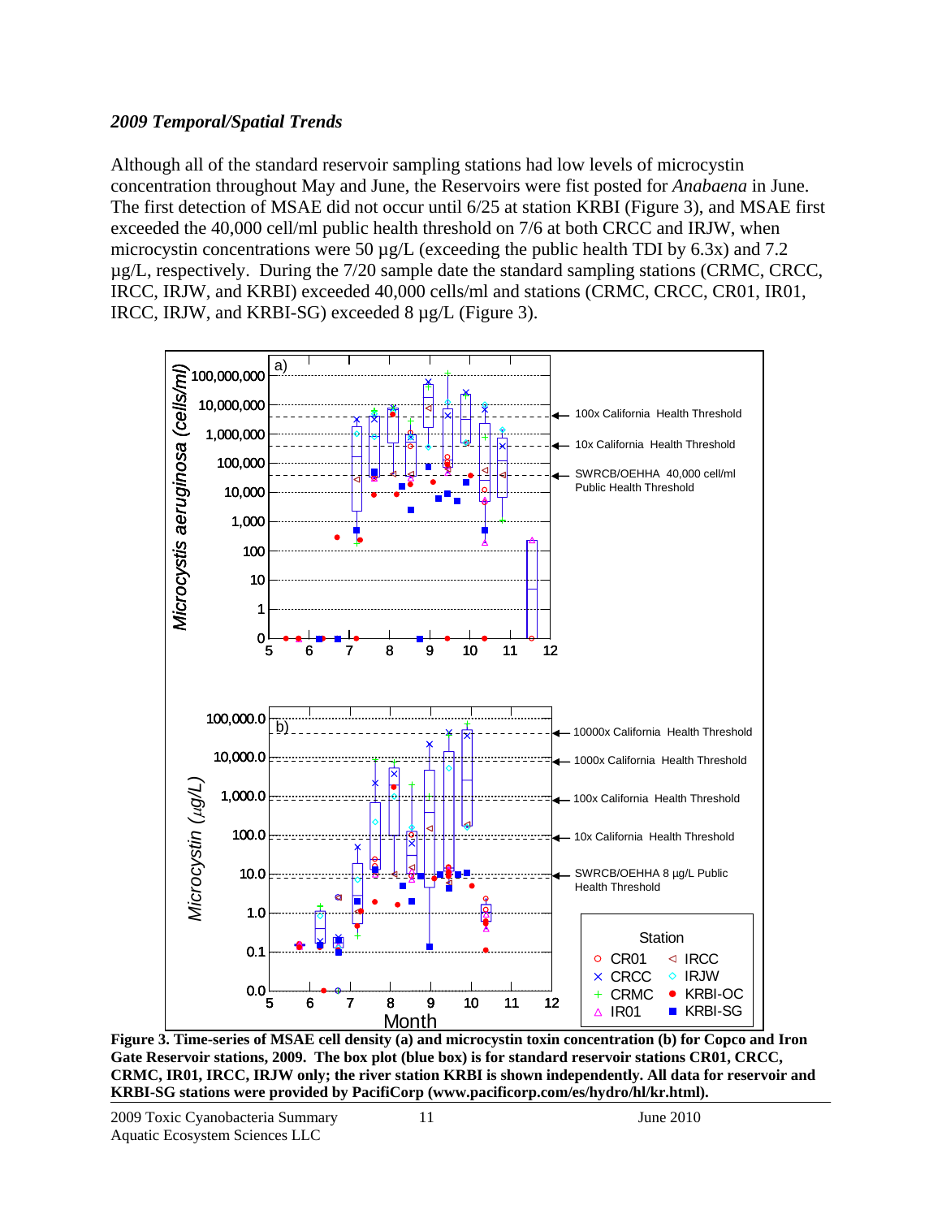### *2009 Temporal/Spatial Trends*

Although all of the standard reservoir sampling stations had low levels of microcystin concentration throughout May and June, the Reservoirs were fist posted for *Anabaena* in June. The first detection of MSAE did not occur until 6/25 at station KRBI (Figure 3), and MSAE first exceeded the 40,000 cell/ml public health threshold on 7/6 at both CRCC and IRJW, when microcystin concentrations were 50 µg/L (exceeding the public health TDI by 6.3x) and 7.2 µg/L, respectively. During the 7/20 sample date the standard sampling stations (CRMC, CRCC, IRCC, IRJW, and KRBI) exceeded 40,000 cells/ml and stations (CRMC, CRCC, CR01, IR01, IRCC, IRJW, and KRBI-SG) exceeded 8 µg/L (Figure 3).

**Figure 3. Time-series of MSAE cell density (a) and microcystin toxin concentration (b) for Copco and Iron Gate Reservoir stations, 2009. The box plot (blue box) is for standard reservoir stations CR01, CRCC, CRMC, IR01, IRCC, IRJW only; the river station KRBI is shown independently. All data for reservoir and KRBI-SG stations were provided by PacifiCorp (www.pacificorp.com/es/hydro/hl/kr.html).**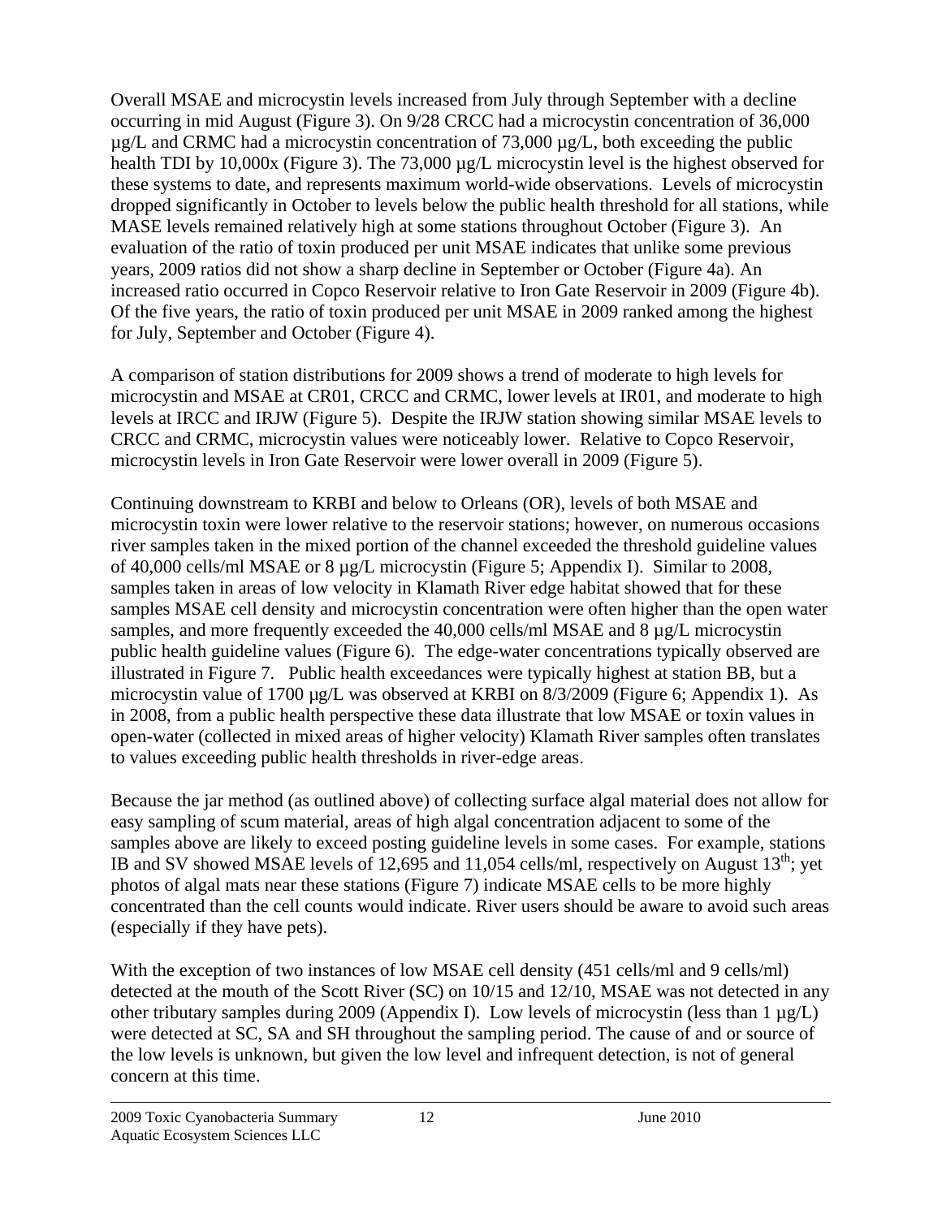Overall MSAE and microcystin levels increased from July through September with a decline occurring in mid August (Figure 3). On 9/28 CRCC had a microcystin concentration of 36,000 µg/L and CRMC had a microcystin concentration of 73,000 µg/L, both exceeding the public health TDI by 10,000x (Figure 3). The 73,000 µg/L microcystin level is the highest observed for these systems to date, and represents maximum world-wide observations. Levels of microcystin dropped significantly in October to levels below the public health threshold for all stations, while MASE levels remained relatively high at some stations throughout October (Figure 3). An evaluation of the ratio of toxin produced per unit MSAE indicates that unlike some previous years, 2009 ratios did not show a sharp decline in September or October (Figure 4a). An increased ratio occurred in Copco Reservoir relative to Iron Gate Reservoir in 2009 (Figure 4b). Of the five years, the ratio of toxin produced per unit MSAE in 2009 ranked among the highest for July, September and October (Figure 4).

A comparison of station distributions for 2009 shows a trend of moderate to high levels for microcystin and MSAE at CR01, CRCC and CRMC, lower levels at IR01, and moderate to high levels at IRCC and IRJW (Figure 5). Despite the IRJW station showing similar MSAE levels to CRCC and CRMC, microcystin values were noticeably lower. Relative to Copco Reservoir, microcystin levels in Iron Gate Reservoir were lower overall in 2009 (Figure 5).

Continuing downstream to KRBI and below to Orleans (OR), levels of both MSAE and microcystin toxin were lower relative to the reservoir stations; however, on numerous occasions river samples taken in the mixed portion of the channel exceeded the threshold guideline values of 40,000 cells/ml MSAE or 8 µg/L microcystin (Figure 5; Appendix I). Similar to 2008, samples taken in areas of low velocity in Klamath River edge habitat showed that for these samples MSAE cell density and microcystin concentration were often higher than the open water samples, and more frequently exceeded the 40,000 cells/ml MSAE and 8 µg/L microcystin public health guideline values (Figure 6). The edge-water concentrations typically observed are illustrated in Figure 7. Public health exceedances were typically highest at station BB, but a microcystin value of 1700 µg/L was observed at KRBI on 8/3/2009 (Figure 6; Appendix 1). As in 2008, from a public health perspective these data illustrate that low MSAE or toxin values in open-water (collected in mixed areas of higher velocity) Klamath River samples often translates to values exceeding public health thresholds in river-edge areas.

Because the jar method (as outlined above) of collecting surface algal material does not allow for easy sampling of scum material, areas of high algal concentration adjacent to some of the samples above are likely to exceed posting guideline levels in some cases. For example, stations IB and SV showed MSAE levels of 12,695 and 11,054 cells/ml, respectively on August 13th; yet photos of algal mats near these stations (Figure 7) indicate MSAE cells to be more highly concentrated than the cell counts would indicate. River users should be aware to avoid such areas (especially if they have pets).

With the exception of two instances of low MSAE cell density (451 cells/ml and 9 cells/ml) detected at the mouth of the Scott River (SC) on 10/15 and 12/10, MSAE was not detected in any other tributary samples during 2009 (Appendix I). Low levels of microcystin (less than 1 µg/L) were detected at SC, SA and SH throughout the sampling period. The cause of and or source of the low levels is unknown, but given the low level and infrequent detection, is not of general concern at this time.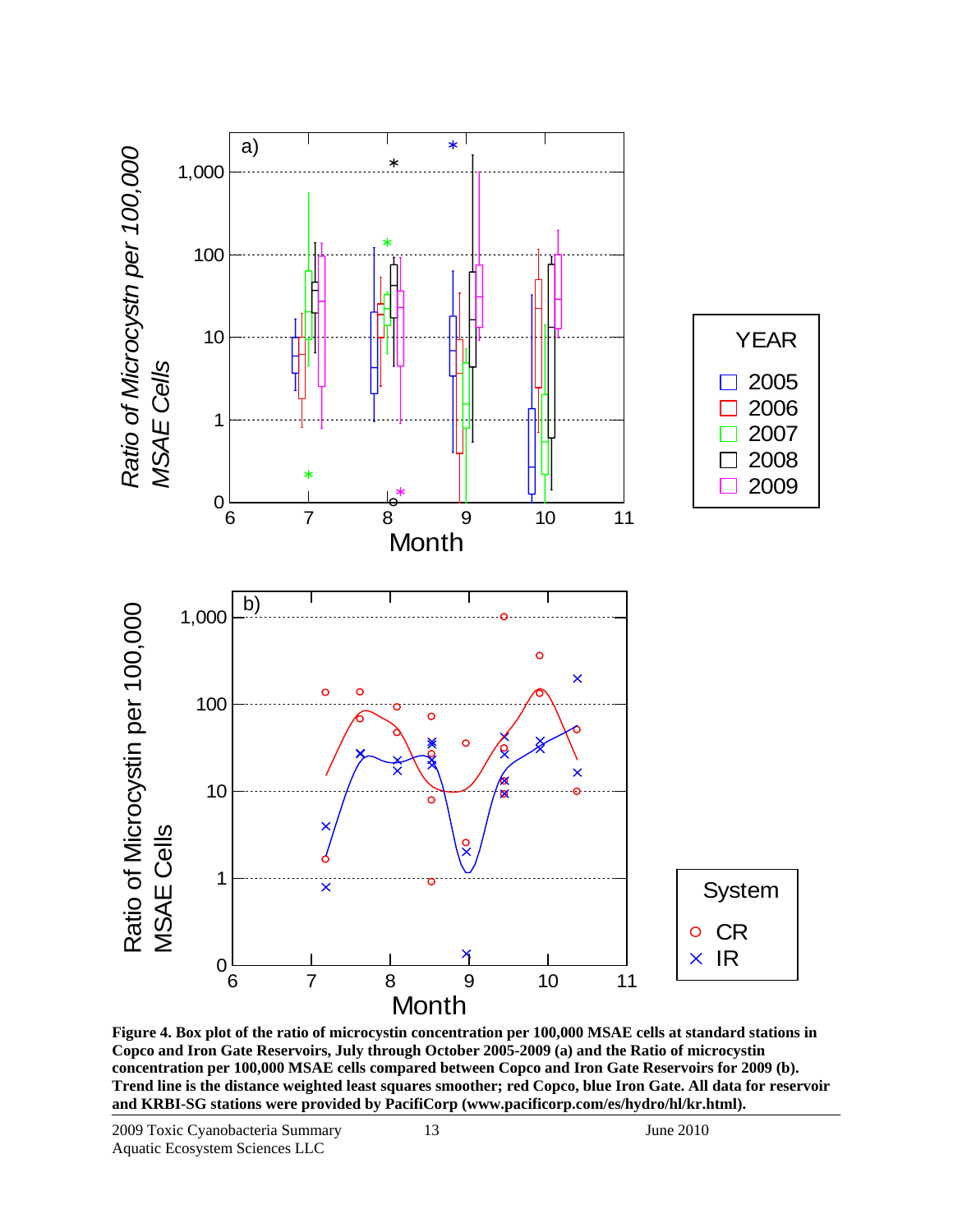**Figure 4. Box plot of the ratio of microcystin concentration per 100,000 MSAE cells at standard stations in Copco and Iron Gate Reservoirs, July through October 2005-2009 (a) and the Ratio of microcystin concentration per 100,000 MSAE cells compared between Copco and Iron Gate Reservoirs for 2009 (b). Trend line is the distance weighted least squares smoother; red Copco, blue Iron Gate. All data for reservoir and KRBI-SG stations were provided by PacifiCorp (www.pacificorp.com/es/hydro/hl/kr.html).**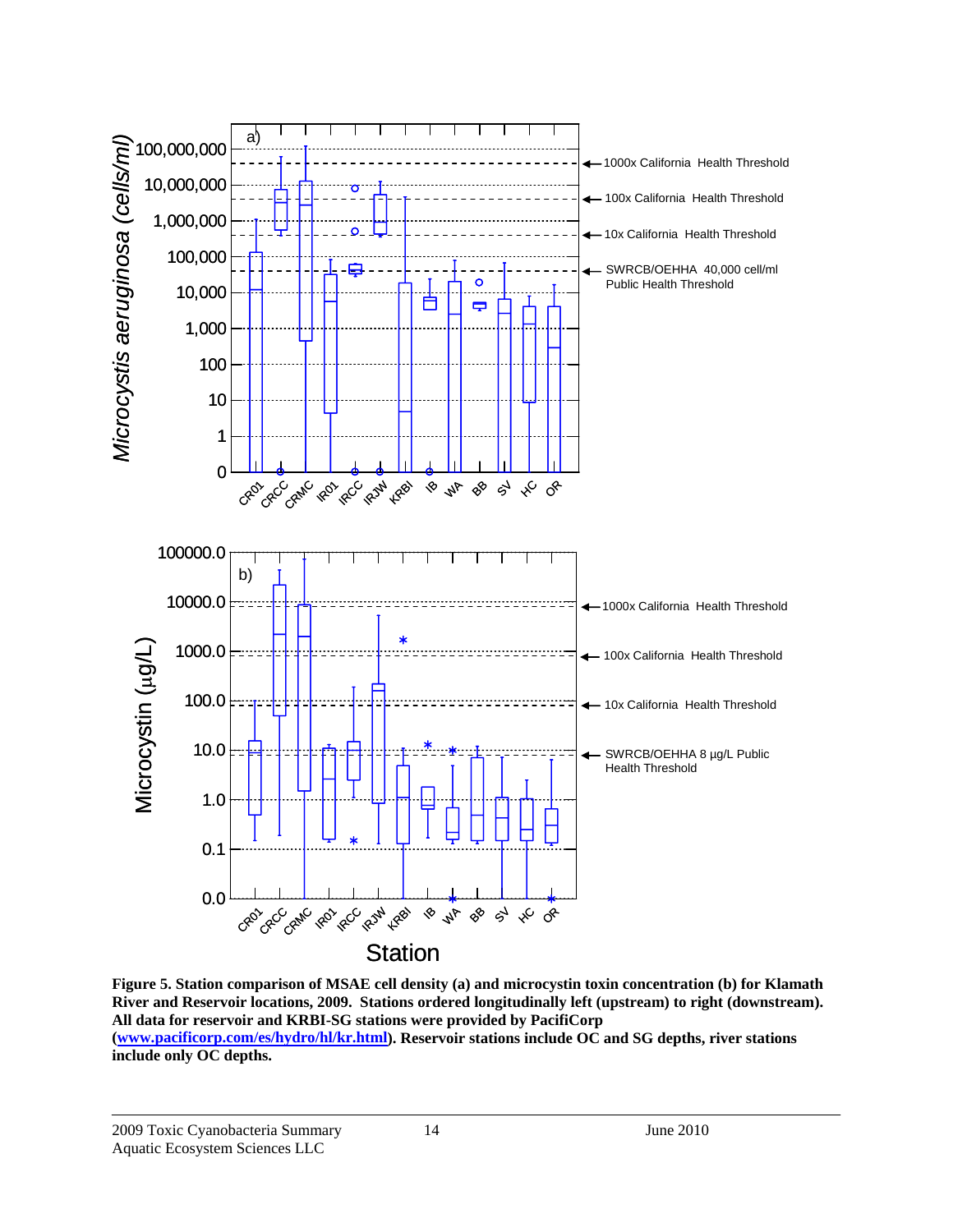**Figure 5. Station comparison of MSAE cell density (a) and microcystin toxin concentration (b) for Klamath River and Reservoir locations, 2009. Stations ordered longitudinally left (upstream) to right (downstream). All data for reservoir and KRBI-SG stations were provided by PacifiCorp ([www.pacificorp.com/es/hydro/hl/kr.html](www.pacificorp.com/es/hydro/hl/kr.html)). Reservoir stations include OC and SG depths, river stations include only OC depths.**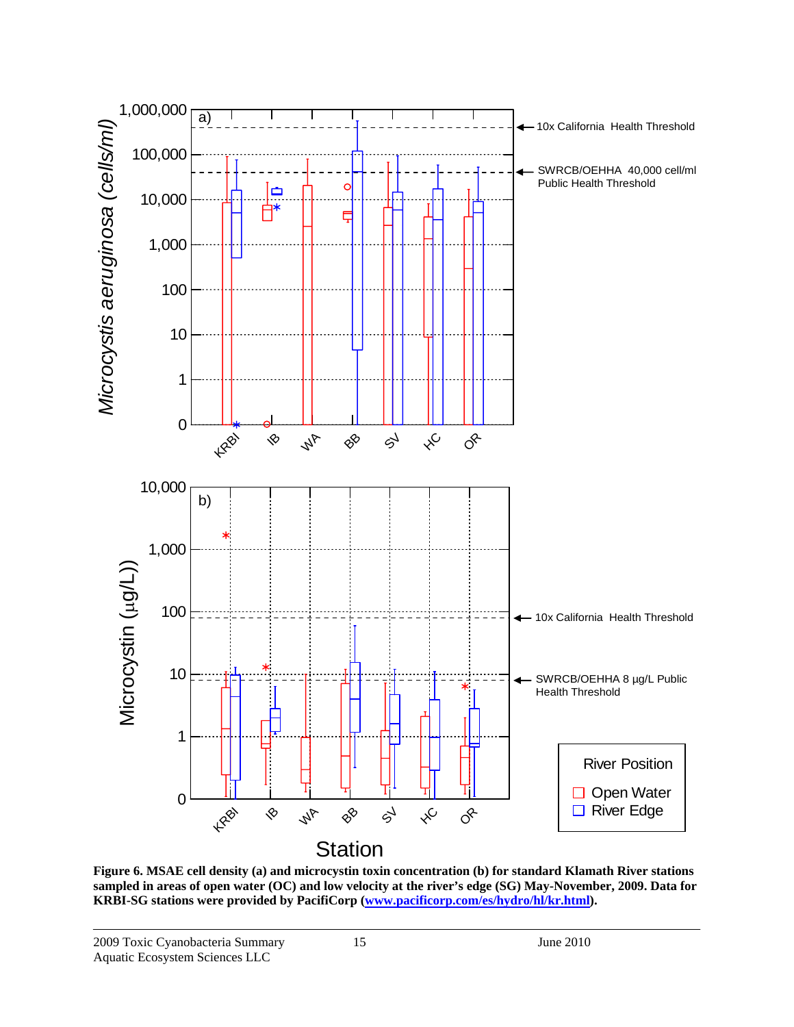**Figure 6. MSAE cell density (a) and microcystin toxin concentration (b) for standard Klamath River stations sampled in areas of open water (OC) and low velocity at the river's edge (SG) May-November, 2009. Data for KRBI-SG stations were provided by PacifiCorp ([www.pacificorp.com/es/hydro/hl/kr.html](www.pacificorp.com/es/hydro/hl/kr.html)).**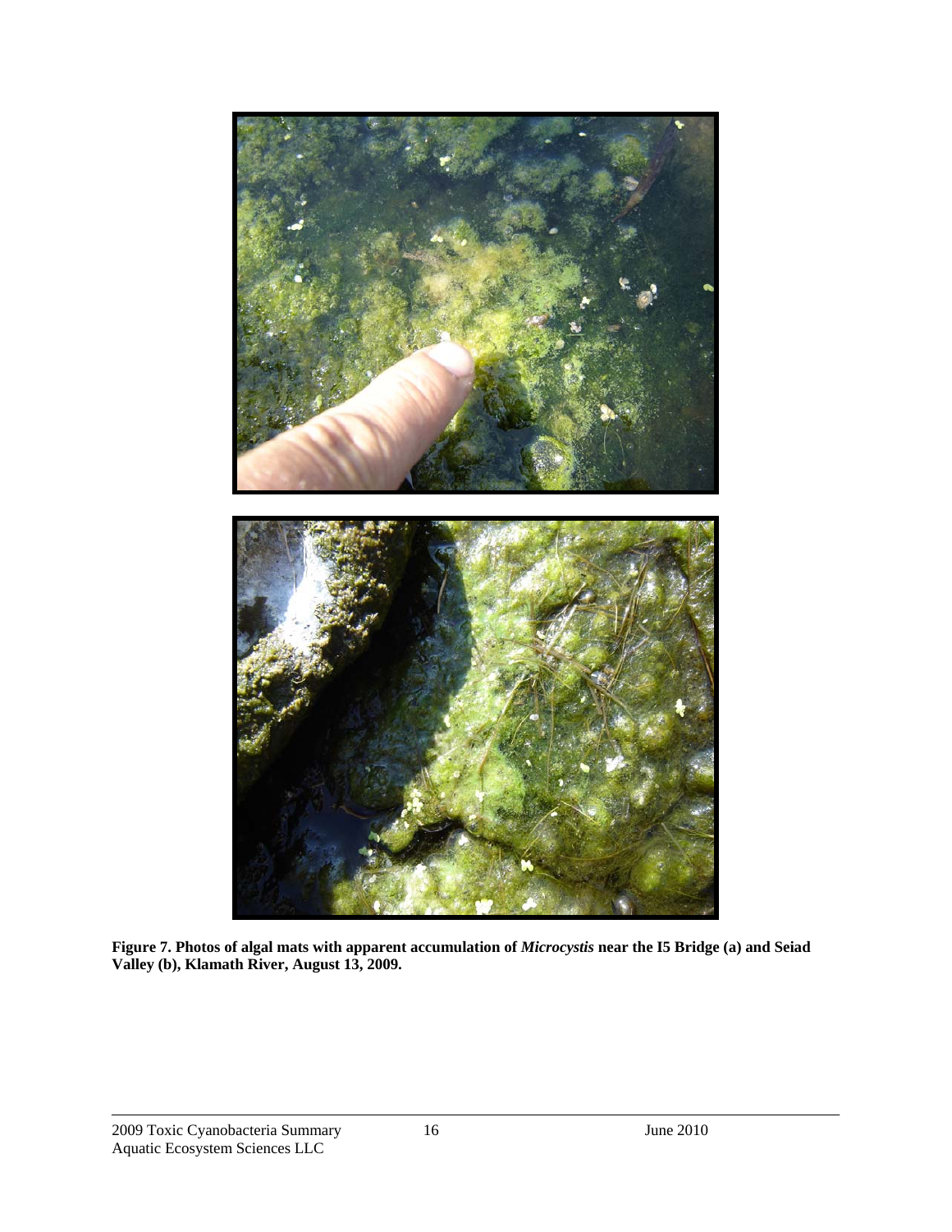**Figure 7. Photos of algal mats with apparent accumulation of *Microcystis* near the I5 Bridge (a) and Seiad Valley (b), Klamath River, August 13, 2009.**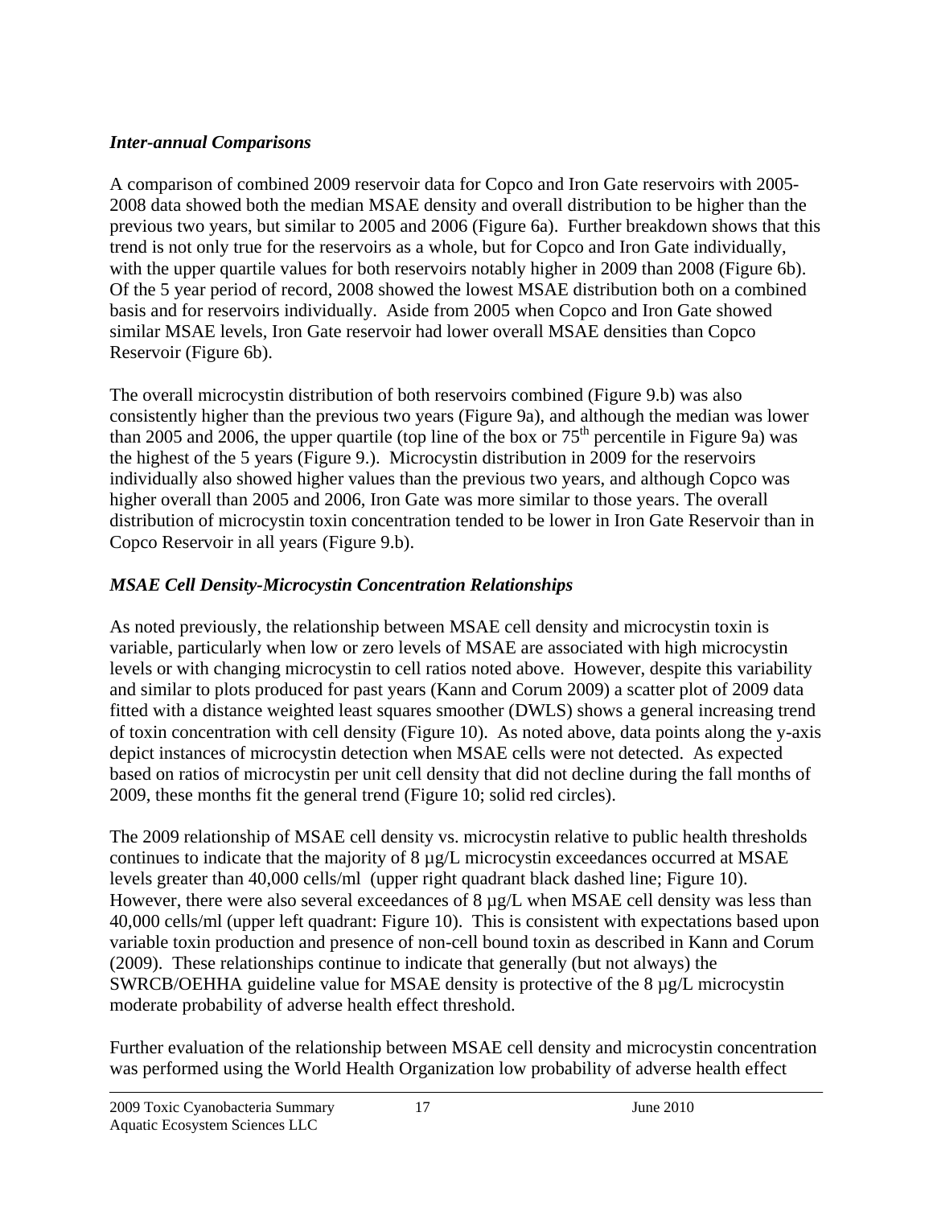### *Inter-annual Comparisons*

A comparison of combined 2009 reservoir data for Copco and Iron Gate reservoirs with 2005-2008 data showed both the median MSAE density and overall distribution to be higher than the previous two years, but similar to 2005 and 2006 (Figure 6a). Further breakdown shows that this trend is not only true for the reservoirs as a whole, but for Copco and Iron Gate individually, with the upper quartile values for both reservoirs notably higher in 2009 than 2008 (Figure 6b). Of the 5 year period of record, 2008 showed the lowest MSAE distribution both on a combined basis and for reservoirs individually. Aside from 2005 when Copco and Iron Gate showed similar MSAE levels, Iron Gate reservoir had lower overall MSAE densities than Copco Reservoir (Figure 6b).

The overall microcystin distribution of both reservoirs combined (Figure 9.b) was also consistently higher than the previous two years (Figure 9a), and although the median was lower than 2005 and 2006, the upper quartile (top line of the box or 75th percentile in Figure 9a) was the highest of the 5 years (Figure 9.). Microcystin distribution in 2009 for the reservoirs individually also showed higher values than the previous two years, and although Copco was higher overall than 2005 and 2006, Iron Gate was more similar to those years. The overall distribution of microcystin toxin concentration tended to be lower in Iron Gate Reservoir than in Copco Reservoir in all years (Figure 9.b).

### *MSAE Cell Density-Microcystin Concentration Relationships*

As noted previously, the relationship between MSAE cell density and microcystin toxin is variable, particularly when low or zero levels of MSAE are associated with high microcystin levels or with changing microcystin to cell ratios noted above. However, despite this variability and similar to plots produced for past years (Kann and Corum 2009) a scatter plot of 2009 data fitted with a distance weighted least squares smoother (DWLS) shows a general increasing trend of toxin concentration with cell density (Figure 10). As noted above, data points along the y-axis depict instances of microcystin detection when MSAE cells were not detected. As expected based on ratios of microcystin per unit cell density that did not decline during the fall months of 2009, these months fit the general trend (Figure 10; solid red circles).

The 2009 relationship of MSAE cell density vs. microcystin relative to public health thresholds continues to indicate that the majority of 8 µg/L microcystin exceedances occurred at MSAE levels greater than 40,000 cells/ml (upper right quadrant black dashed line; Figure 10). However, there were also several exceedances of 8 µg/L when MSAE cell density was less than 40,000 cells/ml (upper left quadrant: Figure 10). This is consistent with expectations based upon variable toxin production and presence of non-cell bound toxin as described in Kann and Corum (2009). These relationships continue to indicate that generally (but not always) the SWRCB/OEHHA guideline value for MSAE density is protective of the 8 µg/L microcystin moderate probability of adverse health effect threshold.

Further evaluation of the relationship between MSAE cell density and microcystin concentration was performed using the World Health Organization low probability of adverse health effect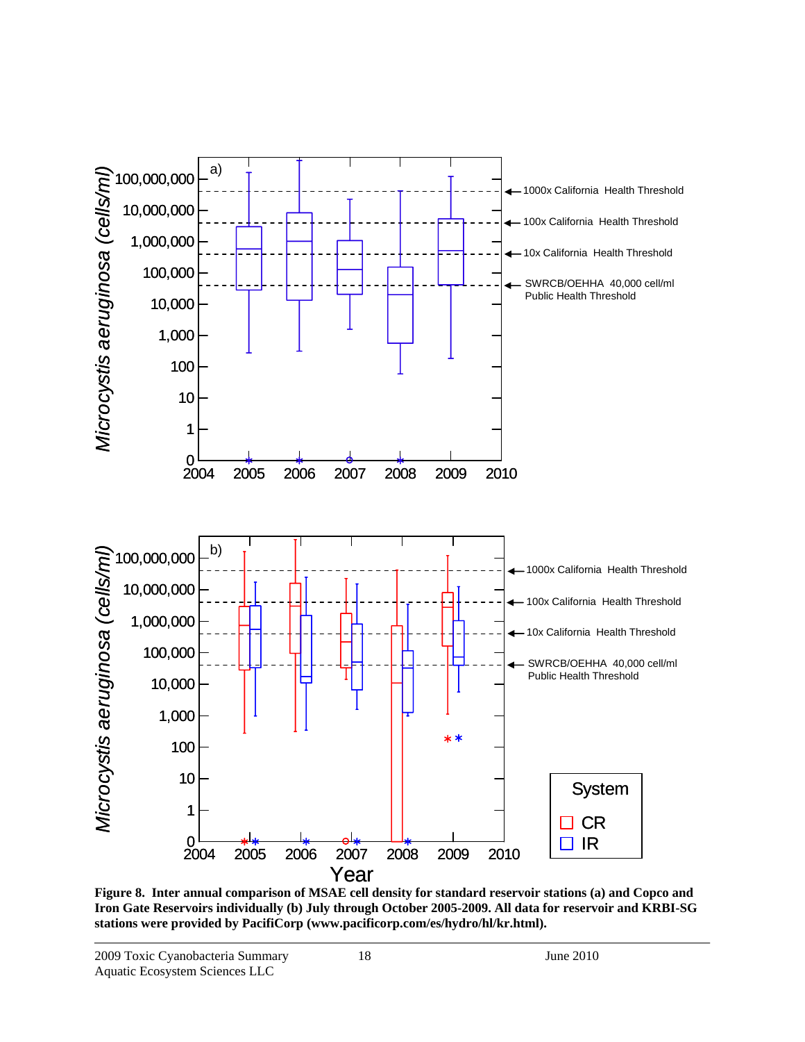**Figure 8. Inter annual comparison of MSAE cell density for standard reservoir stations (a) and Copco and Iron Gate Reservoirs individually (b) July through October 2005-2009. All data for reservoir and KRBI-SG stations were provided by PacifiCorp (www.pacificorp.com/es/hydro/hl/kr.html).**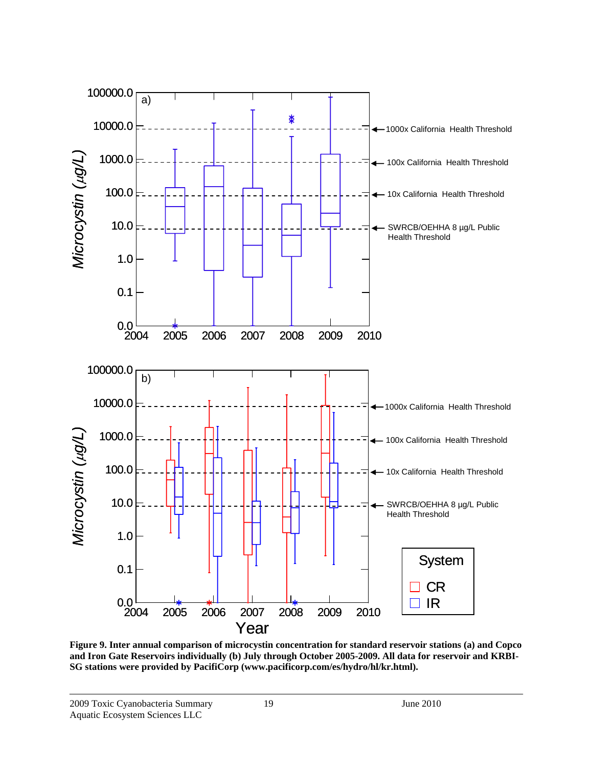**Figure 9. Inter annual comparison of microcystin concentration for standard reservoir stations (a) and Copco and Iron Gate Reservoirs individually (b) July through October 2005-2009. All data for reservoir and KRBI-SG stations were provided by PacifiCorp (www.pacificorp.com/es/hydro/hl/kr.html).**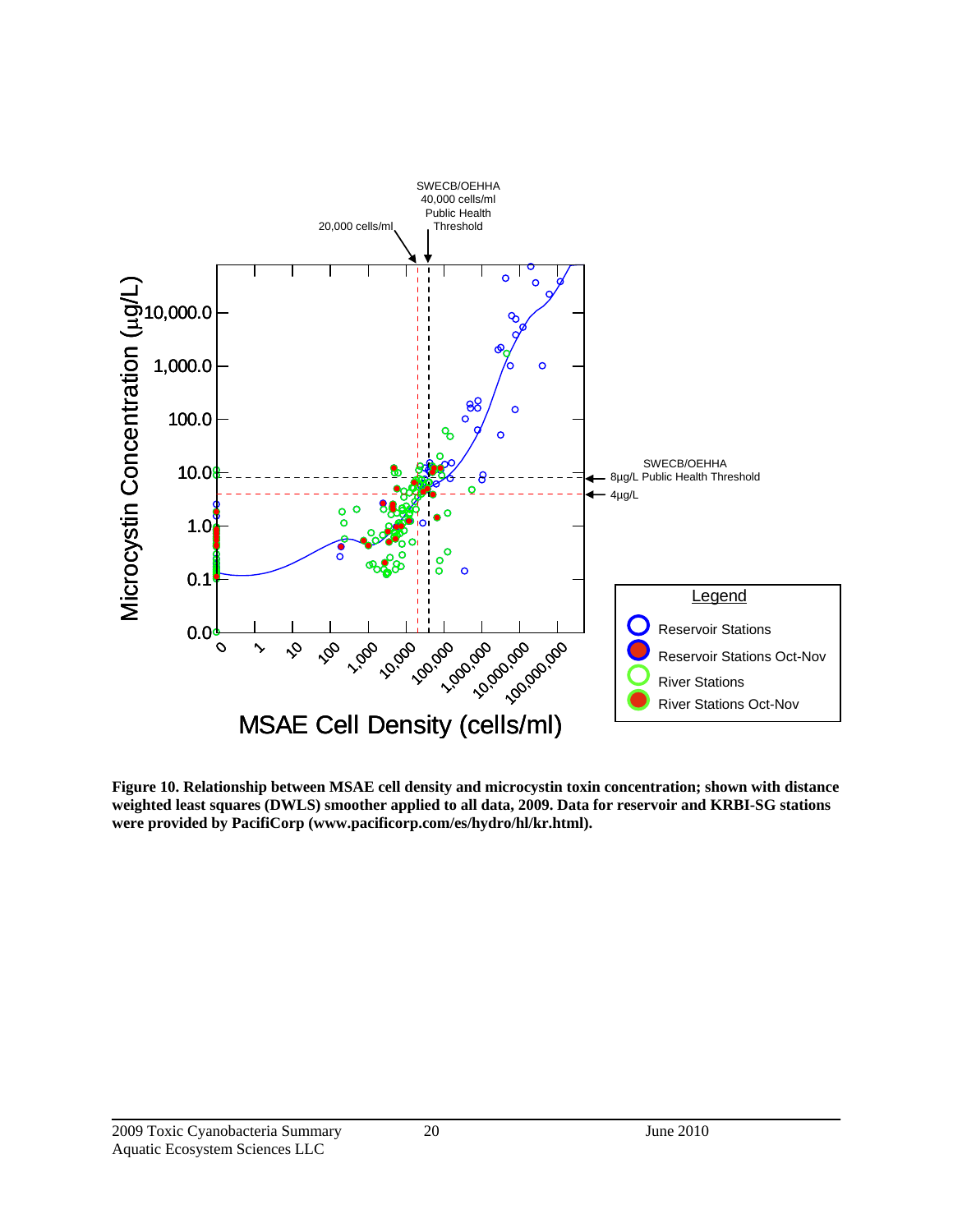**Figure 10. Relationship between MSAE cell density and microcystin toxin concentration; shown with distance weighted least squares (DWLS) smoother applied to all data, 2009. Data for reservoir and KRBI-SG stations were provided by PacifiCorp (www.pacificorp.com/es/hydro/hl/kr.html).**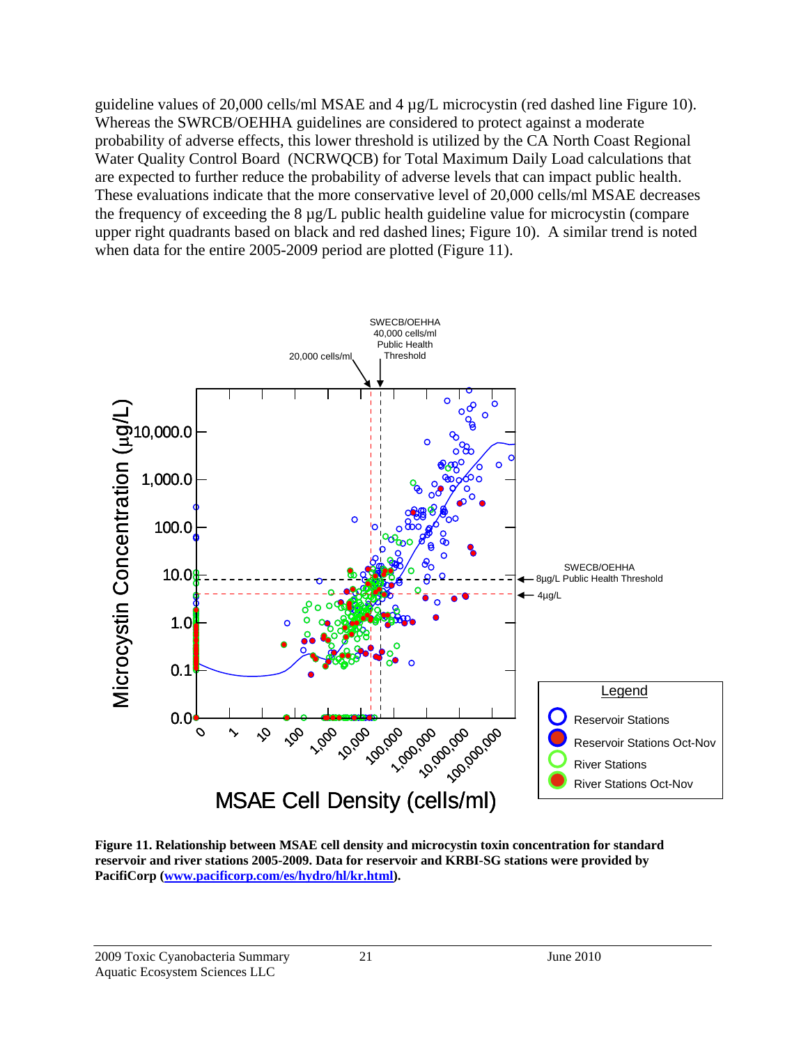guideline values of 20,000 cells/ml MSAE and 4 µg/L microcystin (red dashed line Figure 10). Whereas the SWRCB/OEHHA guidelines are considered to protect against a moderate probability of adverse effects, this lower threshold is utilized by the CA North Coast Regional Water Quality Control Board (NCRWQCB) for Total Maximum Daily Load calculations that are expected to further reduce the probability of adverse levels that can impact public health. These evaluations indicate that the more conservative level of 20,000 cells/ml MSAE decreases the frequency of exceeding the 8 µg/L public health guideline value for microcystin (compare upper right quadrants based on black and red dashed lines; Figure 10). A similar trend is noted when data for the entire 2005-2009 period are plotted (Figure 11).

**Figure 11. Relationship between MSAE cell density and microcystin toxin concentration for standard reservoir and river stations 2005-2009. Data for reservoir and KRBI-SG stations were provided by PacifiCorp ([www.pacificorp.com/es/hydro/hl/kr.html](www.pacificorp.com/es/hydro/hl/kr.html)).**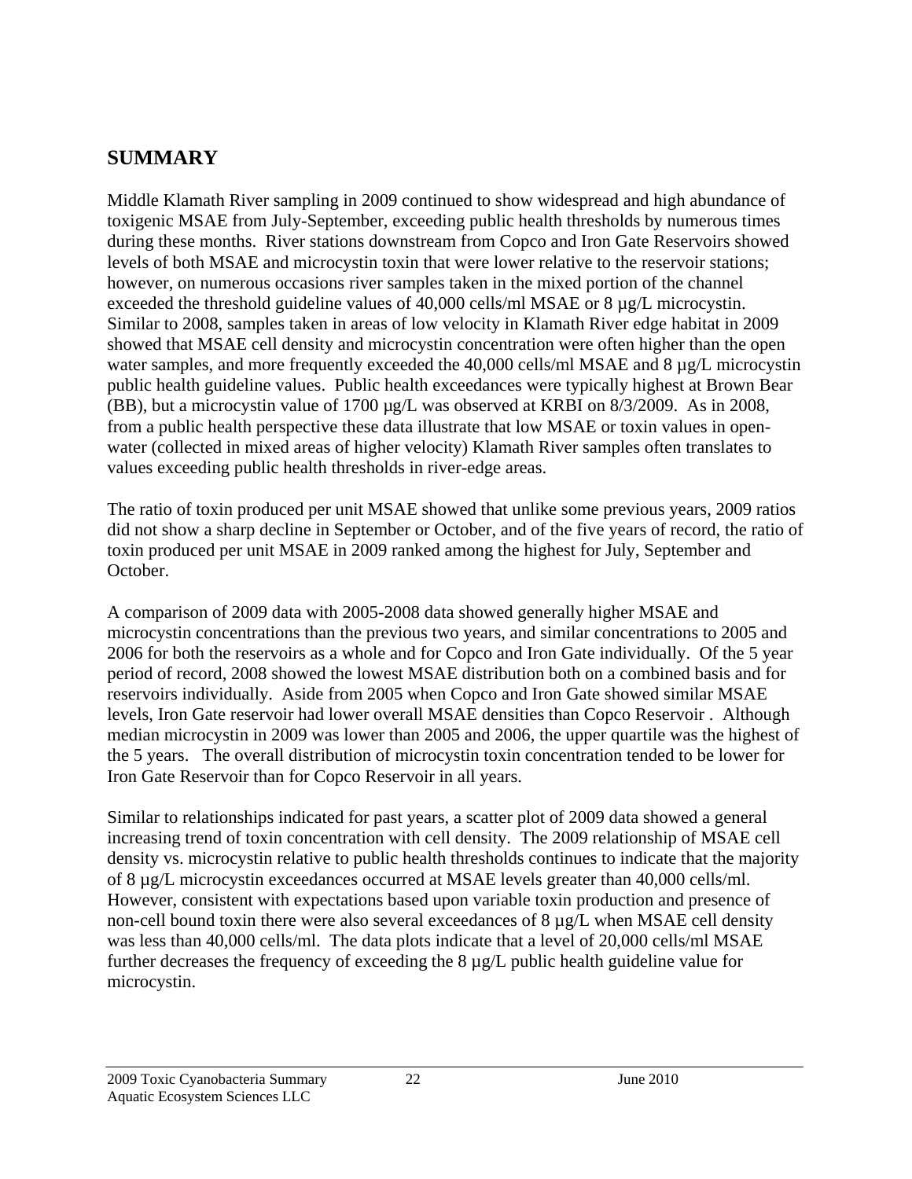## SUMMARY

Middle Klamath River sampling in 2009 continued to show widespread and high abundance of toxigenic MSAE from July-September, exceeding public health thresholds by numerous times during these months. River stations downstream from Copco and Iron Gate Reservoirs showed levels of both MSAE and microcystin toxin that were lower relative to the reservoir stations; however, on numerous occasions river samples taken in the mixed portion of the channel exceeded the threshold guideline values of 40,000 cells/ml MSAE or 8 µg/L microcystin. Similar to 2008, samples taken in areas of low velocity in Klamath River edge habitat in 2009 showed that MSAE cell density and microcystin concentration were often higher than the open water samples, and more frequently exceeded the 40,000 cells/ml MSAE and 8 µg/L microcystin public health guideline values. Public health exceedances were typically highest at Brown Bear (BB), but a microcystin value of 1700 µg/L was observed at KRBI on 8/3/2009. As in 2008, from a public health perspective these data illustrate that low MSAE or toxin values in open-water (collected in mixed areas of higher velocity) Klamath River samples often translates to values exceeding public health thresholds in river-edge areas.

The ratio of toxin produced per unit MSAE showed that unlike some previous years, 2009 ratios did not show a sharp decline in September or October, and of the five years of record, the ratio of toxin produced per unit MSAE in 2009 ranked among the highest for July, September and October.

A comparison of 2009 data with 2005-2008 data showed generally higher MSAE and microcystin concentrations than the previous two years, and similar concentrations to 2005 and 2006 for both the reservoirs as a whole and for Copco and Iron Gate individually. Of the 5 year period of record, 2008 showed the lowest MSAE distribution both on a combined basis and for reservoirs individually. Aside from 2005 when Copco and Iron Gate showed similar MSAE levels, Iron Gate reservoir had lower overall MSAE densities than Copco Reservoir . Although median microcystin in 2009 was lower than 2005 and 2006, the upper quartile was the highest of the 5 years. The overall distribution of microcystin toxin concentration tended to be lower for Iron Gate Reservoir than for Copco Reservoir in all years.

Similar to relationships indicated for past years, a scatter plot of 2009 data showed a general increasing trend of toxin concentration with cell density. The 2009 relationship of MSAE cell density vs. microcystin relative to public health thresholds continues to indicate that the majority of 8 µg/L microcystin exceedances occurred at MSAE levels greater than 40,000 cells/ml. However, consistent with expectations based upon variable toxin production and presence of non-cell bound toxin there were also several exceedances of 8 µg/L when MSAE cell density was less than 40,000 cells/ml. The data plots indicate that a level of 20,000 cells/ml MSAE further decreases the frequency of exceeding the 8 µg/L public health guideline value for microcystin.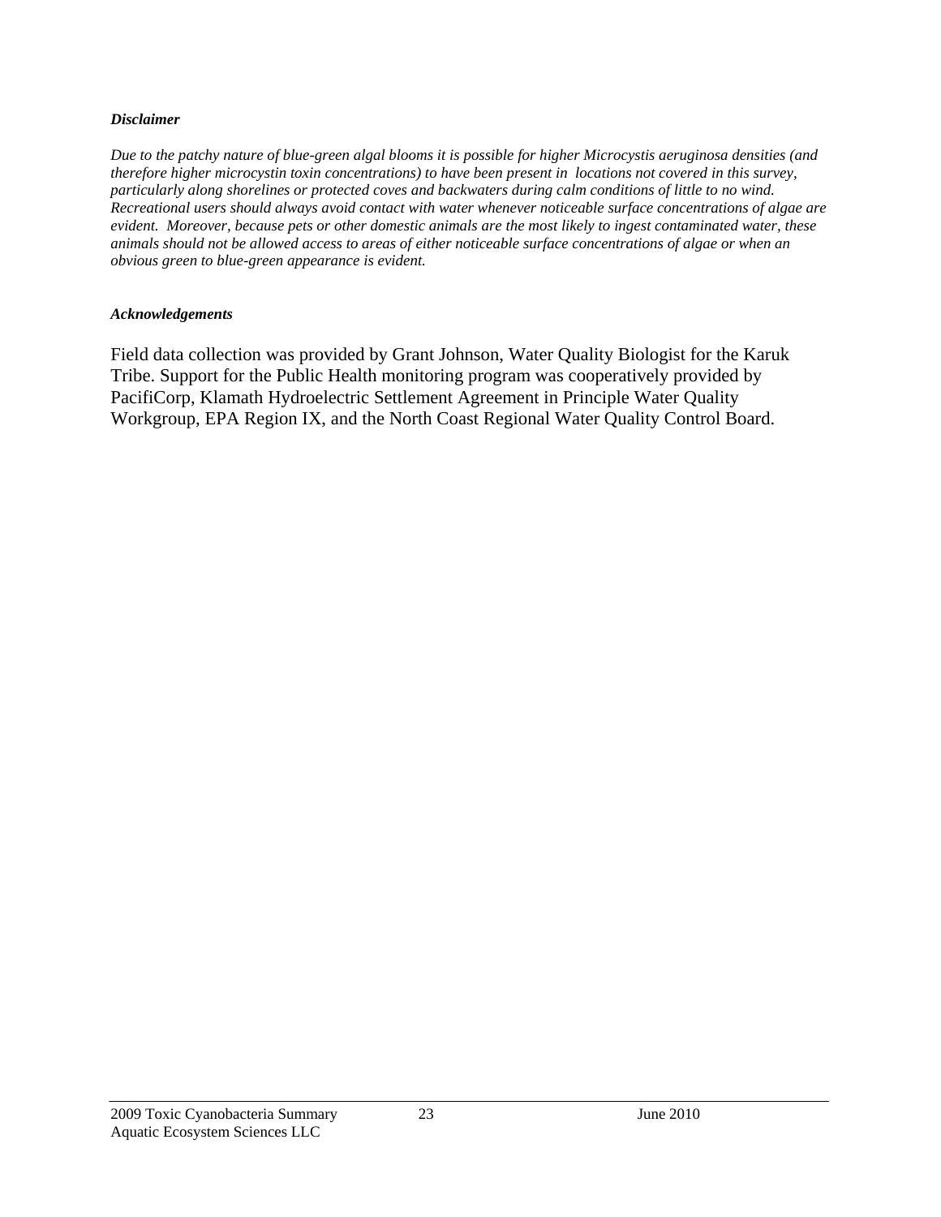***Disclaimer***

*Due to the patchy nature of blue-green algal blooms it is possible for higher Microcystis aeruginosa densities (and therefore higher microcystin toxin concentrations) to have been present in locations not covered in this survey, particularly along shorelines or protected coves and backwaters during calm conditions of little to no wind. Recreational users should always avoid contact with water whenever noticeable surface concentrations of algae are evident. Moreover, because pets or other domestic animals are the most likely to ingest contaminated water, these animals should not be allowed access to areas of either noticeable surface concentrations of algae or when an obvious green to blue-green appearance is evident.*

***Acknowledgements***

Field data collection was provided by Grant Johnson, Water Quality Biologist for the Karuk Tribe. Support for the Public Health monitoring program was cooperatively provided by PacifiCorp, Klamath Hydroelectric Settlement Agreement in Principle Water Quality Workgroup, EPA Region IX, and the North Coast Regional Water Quality Control Board.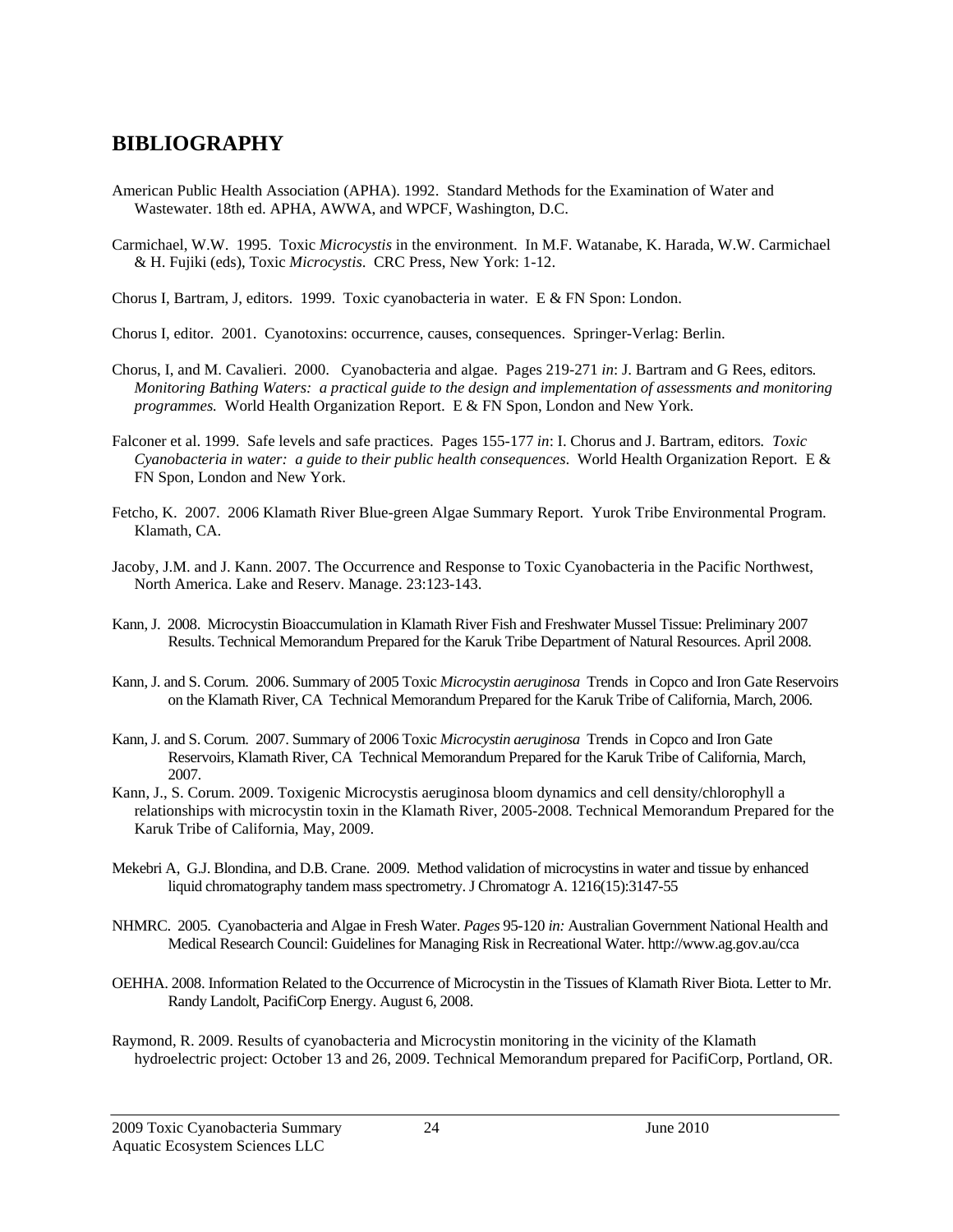## BIBLIOGRAPHY

American Public Health Association (APHA). 1992. Standard Methods for the Examination of Water and Wastewater. 18th ed. APHA, AWWA, and WPCF, Washington, D.C.

Carmichael, W.W. 1995. Toxic *Microcystis* in the environment. In M.F. Watanabe, K. Harada, W.W. Carmichael & H. Fujiki (eds), Toxic *Microcystis*. CRC Press, New York: 1-12.

Chorus I, Bartram, J, editors. 1999. Toxic cyanobacteria in water. E & FN Spon: London.

Chorus I, editor. 2001. Cyanotoxins: occurrence, causes, consequences. Springer-Verlag: Berlin.

Chorus, I, and M. Cavalieri. 2000. Cyanobacteria and algae. Pages 219-271 *in*: J. Bartram and G Rees, editors. *Monitoring Bathing Waters: a practical guide to the design and implementation of assessments and monitoring programmes.* World Health Organization Report. E & FN Spon, London and New York.

Falconer et al. 1999. Safe levels and safe practices. Pages 155-177 *in*: I. Chorus and J. Bartram, editors. *Toxic Cyanobacteria in water: a guide to their public health consequences*. World Health Organization Report. E & FN Spon, London and New York.

Fetcho, K. 2007. 2006 Klamath River Blue-green Algae Summary Report. Yurok Tribe Environmental Program. Klamath, CA.

Jacoby, J.M. and J. Kann. 2007. The Occurrence and Response to Toxic Cyanobacteria in the Pacific Northwest, North America. Lake and Reserv. Manage. 23:123-143.

Kann, J. 2008. Microcystin Bioaccumulation in Klamath River Fish and Freshwater Mussel Tissue: Preliminary 2007 Results. Technical Memorandum Prepared for the Karuk Tribe Department of Natural Resources. April 2008.

Kann, J. and S. Corum. 2006. Summary of 2005 Toxic *Microcystin aeruginosa* Trends in Copco and Iron Gate Reservoirs on the Klamath River, CA Technical Memorandum Prepared for the Karuk Tribe of California, March, 2006.

Kann, J. and S. Corum. 2007. Summary of 2006 Toxic *Microcystin aeruginosa* Trends in Copco and Iron Gate Reservoirs, Klamath River, CA Technical Memorandum Prepared for the Karuk Tribe of California, March, 2007.

Kann, J., S. Corum. 2009. Toxigenic Microcystis aeruginosa bloom dynamics and cell density/chlorophyll a relationships with microcystin toxin in the Klamath River, 2005-2008. Technical Memorandum Prepared for the Karuk Tribe of California, May, 2009.

Mekebri A, G.J. Blondina, and D.B. Crane. 2009. Method validation of microcystins in water and tissue by enhanced liquid chromatography tandem mass spectrometry. J Chromatogr A. 1216(15):3147-55

NHMRC. 2005. Cyanobacteria and Algae in Fresh Water. *Pages* 95-120 *in:* Australian Government National Health and Medical Research Council: Guidelines for Managing Risk in Recreational Water. http://www.ag.gov.au/cca

OEHHA. 2008. Information Related to the Occurrence of Microcystin in the Tissues of Klamath River Biota. Letter to Mr. Randy Landolt, PacifiCorp Energy. August 6, 2008.

Raymond, R. 2009. Results of cyanobacteria and Microcystin monitoring in the vicinity of the Klamath hydroelectric project: October 13 and 26, 2009. Technical Memorandum prepared for PacifiCorp, Portland, OR.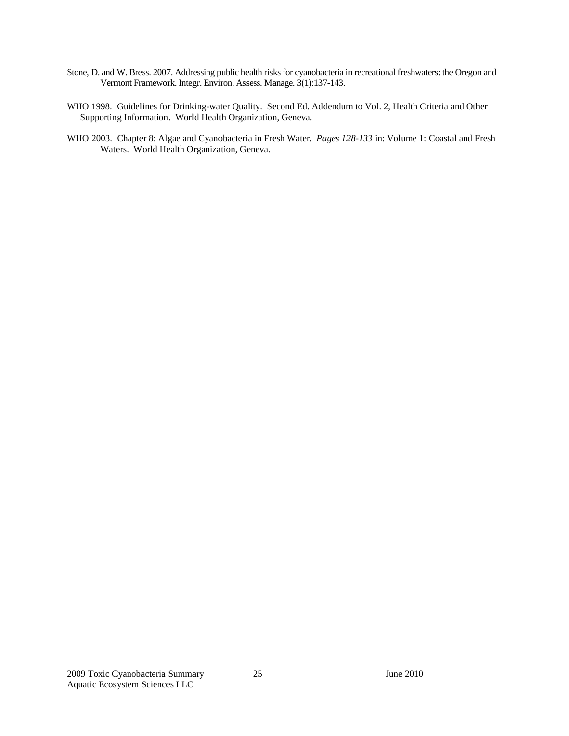Stone, D. and W. Bress. 2007. Addressing public health risks for cyanobacteria in recreational freshwaters: the Oregon and Vermont Framework. Integr. Environ. Assess. Manage. 3(1):137-143.

WHO 1998. Guidelines for Drinking-water Quality. Second Ed. Addendum to Vol. 2, Health Criteria and Other Supporting Information. World Health Organization, Geneva.

WHO 2003. Chapter 8: Algae and Cyanobacteria in Fresh Water. *Pages 128-133* in: Volume 1: Coastal and Fresh Waters. World Health Organization, Geneva.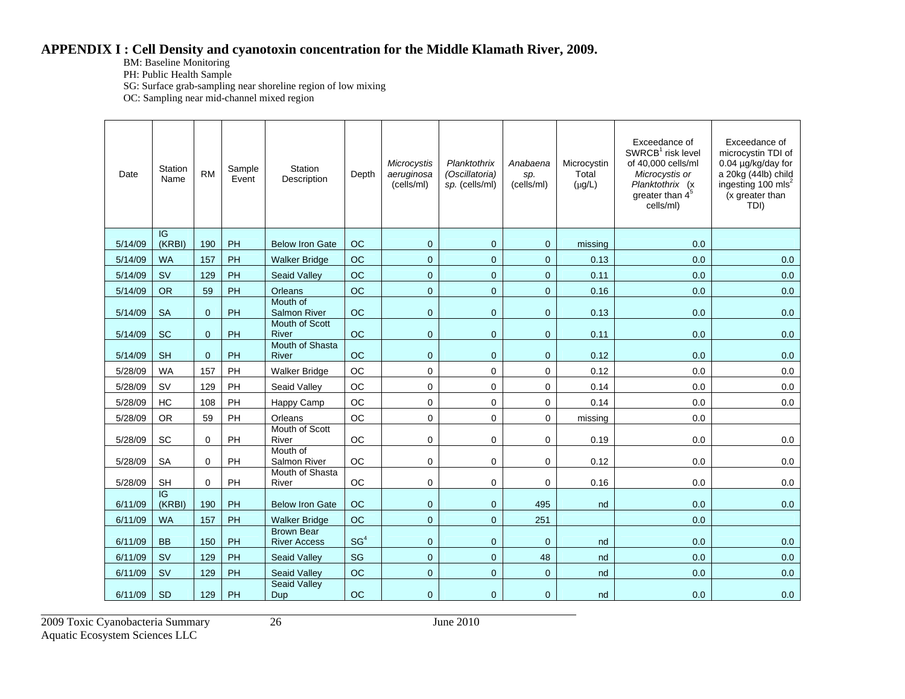# APPENDIX I : Cell Density and cyanotoxin concentration for the Middle Klamath River, 2009.

BM: Baseline Monitoring
PH: Public Health Sample
SG: Surface grab-sampling near shoreline region of low mixing
OC: Sampling near mid-channel mixed region

| Date | Station Name | RM | Sample Event | Station Description | Depth | *Microcystis aeruginosa* (cells/ml) | *Planktothrix (Oscillatoria) sp.* (cells/ml) | *Anabaena sp.* (cells/ml) | Microcystin Total (µg/L) | Exceedance of SWRCB[1] risk level of 40,000 cells/ml *Microcystis or Planktothrix* (x greater than $4^5$ cells/ml) | Exceedance of microcystin TDI of 0.04 µg/kg/day for a 20kg (44lb) child ingesting 100 mls[2] (x greater than TDI) |
|---|---|---|---|---|---|---|---|---|---|---|---|
| 5/14/09 | IG (KRBI) | 190 | PH | Below Iron Gate | OC | 0 | 0 | 0 | missing | 0.0 | |
| 5/14/09 | WA | 157 | PH | Walker Bridge | OC | 0 | 0 | 0 | 0.13 | 0.0 | 0.0 |
| 5/14/09 | SV | 129 | PH | Seaid Valley | OC | 0 | 0 | 0 | 0.11 | 0.0 | 0.0 |
| 5/14/09 | OR | 59 | PH | Orleans | OC | 0 | 0 | 0 | 0.16 | 0.0 | 0.0 |
| 5/14/09 | SA | 0 | PH | Mouth of Salmon River | OC | 0 | 0 | 0 | 0.13 | 0.0 | 0.0 |
| 5/14/09 | SC | 0 | PH | Mouth of Scott River | OC | 0 | 0 | 0 | 0.11 | 0.0 | 0.0 |
| 5/14/09 | SH | 0 | PH | Mouth of Shasta River | OC | 0 | 0 | 0 | 0.12 | 0.0 | 0.0 |
| 5/28/09 | WA | 157 | PH | Walker Bridge | OC | 0 | 0 | 0 | 0.12 | 0.0 | 0.0 |
| 5/28/09 | SV | 129 | PH | Seaid Valley | OC | 0 | 0 | 0 | 0.14 | 0.0 | 0.0 |
| 5/28/09 | HC | 108 | PH | Happy Camp | OC | 0 | 0 | 0 | 0.14 | 0.0 | 0.0 |
| 5/28/09 | OR | 59 | PH | Orleans | OC | 0 | 0 | 0 | missing | 0.0 | |
| 5/28/09 | SC | 0 | PH | Mouth of Scott River | OC | 0 | 0 | 0 | 0.19 | 0.0 | 0.0 |
| 5/28/09 | SA | 0 | PH | Mouth of Salmon River | OC | 0 | 0 | 0 | 0.12 | 0.0 | 0.0 |
| 5/28/09 | SH | 0 | PH | Mouth of Shasta River | OC | 0 | 0 | 0 | 0.16 | 0.0 | 0.0 |
| 6/11/09 | IG (KRBI) | 190 | PH | Below Iron Gate | OC | 0 | 0 | 495 | nd | 0.0 | 0.0 |
| 6/11/09 | WA | 157 | PH | Walker Bridge | OC | 0 | 0 | 251 | | 0.0 | |
| 6/11/09 | BB | 150 | PH | Brown Bear River Access | SG[4] | 0 | 0 | 0 | nd | 0.0 | 0.0 |
| 6/11/09 | SV | 129 | PH | Seaid Valley | SG | 0 | 0 | 48 | nd | 0.0 | 0.0 |
| 6/11/09 | SV | 129 | PH | Seaid Valley | OC | 0 | 0 | 0 | nd | 0.0 | 0.0 |
| 6/11/09 | SD | 129 | PH | Seaid Valley Dup | OC | 0 | 0 | 0 | nd | 0.0 | 0.0 |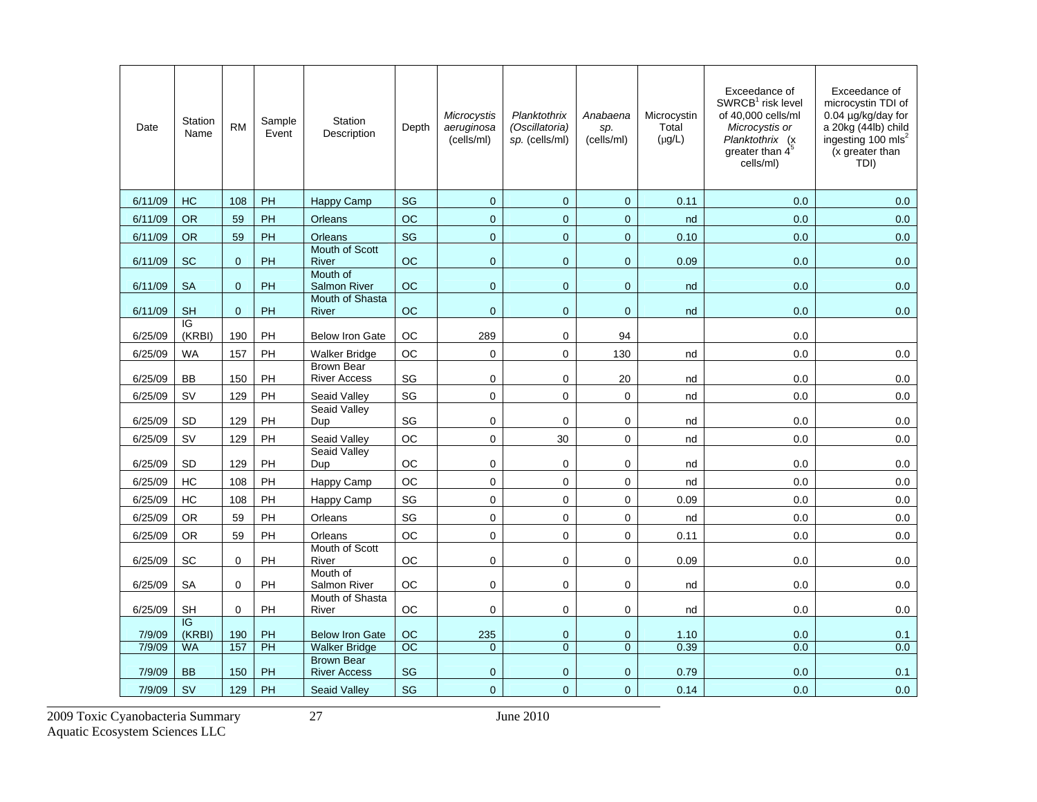| Date | Station Name | RM | Sample Event | Station Description | Depth | *Microcystis aeruginosa* (cells/ml) | *Planktothrix (Oscillatoria) sp.* (cells/ml) | *Anabaena sp.* (cells/ml) | Microcystin Total (µg/L) | Exceedance of SWRCB[1] risk level of 40,000 cells/ml *Microcystis or Planktothrix* (x greater than 4[5] cells/ml) | Exceedance of microcystin TDI of 0.04 µg/kg/day for a 20kg (44lb) child ingesting 100 mls[2] (x greater than TDI) |
|---|---|---|---|---|---|---|---|---|---|---|---|
| 6/11/09 | HC | 108 | PH | Happy Camp | SG | 0 | 0 | 0 | 0.11 | 0.0 | 0.0 |
| 6/11/09 | OR | 59 | PH | Orleans | OC | 0 | 0 | 0 | nd | 0.0 | 0.0 |
| 6/11/09 | OR | 59 | PH | Orleans | SG | 0 | 0 | 0 | 0.10 | 0.0 | 0.0 |
| 6/11/09 | SC | 0 | PH | Mouth of Scott River | OC | 0 | 0 | 0 | 0.09 | 0.0 | 0.0 |
| 6/11/09 | SA | 0 | PH | Mouth of Salmon River | OC | 0 | 0 | 0 | nd | 0.0 | 0.0 |
| 6/11/09 | SH | 0 | PH | Mouth of Shasta River | OC | 0 | 0 | 0 | nd | 0.0 | 0.0 |
| 6/25/09 | IG (KRBI) | 190 | PH | Below Iron Gate | OC | 289 | 0 | 94 | | 0.0 | |
| 6/25/09 | WA | 157 | PH | Walker Bridge | OC | 0 | 0 | 130 | nd | 0.0 | 0.0 |
| 6/25/09 | BB | 150 | PH | Brown Bear River Access | SG | 0 | 0 | 20 | nd | 0.0 | 0.0 |
| 6/25/09 | SV | 129 | PH | Seaid Valley | SG | 0 | 0 | 0 | nd | 0.0 | 0.0 |
| 6/25/09 | SD | 129 | PH | Seaid Valley Dup | SG | 0 | 0 | 0 | nd | 0.0 | 0.0 |
| 6/25/09 | SV | 129 | PH | Seaid Valley | OC | 0 | 30 | 0 | nd | 0.0 | 0.0 |
| 6/25/09 | SD | 129 | PH | Seaid Valley Dup | OC | 0 | 0 | 0 | nd | 0.0 | 0.0 |
| 6/25/09 | HC | 108 | PH | Happy Camp | OC | 0 | 0 | 0 | nd | 0.0 | 0.0 |
| 6/25/09 | HC | 108 | PH | Happy Camp | SG | 0 | 0 | 0 | 0.09 | 0.0 | 0.0 |
| 6/25/09 | OR | 59 | PH | Orleans | SG | 0 | 0 | 0 | nd | 0.0 | 0.0 |
| 6/25/09 | OR | 59 | PH | Orleans | OC | 0 | 0 | 0 | 0.11 | 0.0 | 0.0 |
| 6/25/09 | SC | 0 | PH | Mouth of Scott River | OC | 0 | 0 | 0 | 0.09 | 0.0 | 0.0 |
| 6/25/09 | SA | 0 | PH | Mouth of Salmon River | OC | 0 | 0 | 0 | nd | 0.0 | 0.0 |
| 6/25/09 | SH | 0 | PH | Mouth of Shasta River | OC | 0 | 0 | 0 | nd | 0.0 | 0.0 |
| 7/9/09 | IG (KRBI) | 190 | PH | Below Iron Gate | OC | 235 | 0 | 0 | 1.10 | 0.0 | 0.1 |
| 7/9/09 | WA | 157 | PH | Walker Bridge | OC | 0 | 0 | 0 | 0.39 | 0.0 | 0.0 |
| 7/9/09 | BB | 150 | PH | Brown Bear River Access | SG | 0 | 0 | 0 | 0.79 | 0.0 | 0.1 |
| 7/9/09 | SV | 129 | PH | Seaid Valley | SG | 0 | 0 | 0 | 0.14 | 0.0 | 0.0 |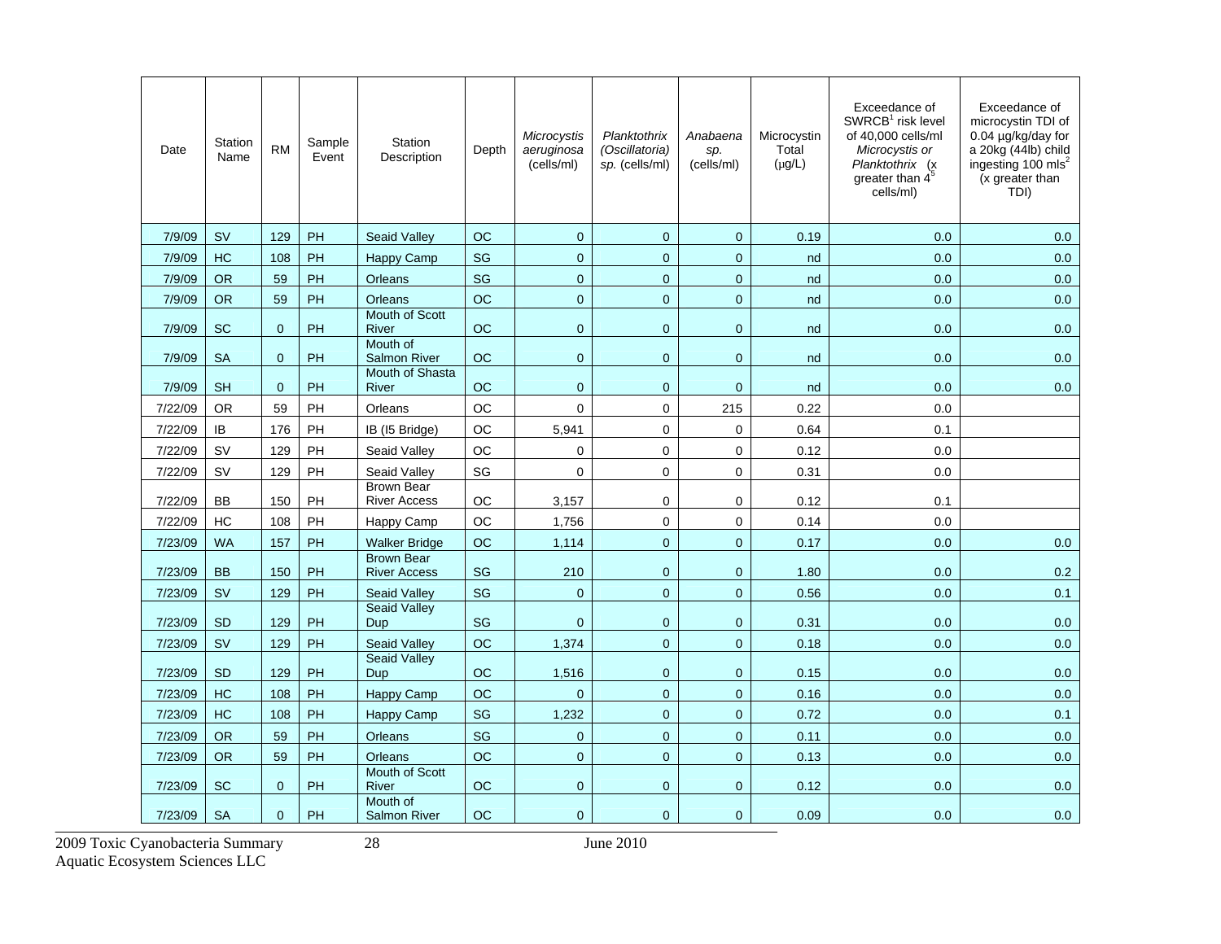| Date | Station Name | RM | Sample Event | Station Description | Depth | *Microcystis aeruginosa* (cells/ml) | *Planktothrix (Oscillatoria) sp.* (cells/ml) | *Anabaena sp.* (cells/ml) | Microcystin Total (µg/L) | Exceedance of SWRCB[1] risk level of 40,000 cells/ml *Microcystis or Planktothrix* (x greater than $4^5$ cells/ml) | Exceedance of microcystin TDI of 0.04 µg/kg/day for a 20kg (44lb) child ingesting 100 mls[2] (x greater than TDI) |
|---|---|---|---|---|---|---|---|---|---|---|---|
| 7/9/09 | SV | 129 | PH | Seaid Valley | OC | 0 | 0 | 0 | 0.19 | 0.0 | 0.0 |
| 7/9/09 | HC | 108 | PH | Happy Camp | SG | 0 | 0 | 0 | nd | 0.0 | 0.0 |
| 7/9/09 | OR | 59 | PH | Orleans | SG | 0 | 0 | 0 | nd | 0.0 | 0.0 |
| 7/9/09 | OR | 59 | PH | Orleans | OC | 0 | 0 | 0 | nd | 0.0 | 0.0 |
| 7/9/09 | SC | 0 | PH | Mouth of Scott River | OC | 0 | 0 | 0 | nd | 0.0 | 0.0 |
| 7/9/09 | SA | 0 | PH | Mouth of Salmon River | OC | 0 | 0 | 0 | nd | 0.0 | 0.0 |
| 7/9/09 | SH | 0 | PH | Mouth of Shasta River | OC | 0 | 0 | 0 | nd | 0.0 | 0.0 |
| 7/22/09 | OR | 59 | PH | Orleans | OC | 0 | 0 | 215 | 0.22 | 0.0 | |
| 7/22/09 | IB | 176 | PH | IB (I5 Bridge) | OC | 5,941 | 0 | 0 | 0.64 | 0.1 | |
| 7/22/09 | SV | 129 | PH | Seaid Valley | OC | 0 | 0 | 0 | 0.12 | 0.0 | |
| 7/22/09 | SV | 129 | PH | Seaid Valley | SG | 0 | 0 | 0 | 0.31 | 0.0 | |
| 7/22/09 | BB | 150 | PH | Brown Bear River Access | OC | 3,157 | 0 | 0 | 0.12 | 0.1 | |
| 7/22/09 | HC | 108 | PH | Happy Camp | OC | 1,756 | 0 | 0 | 0.14 | 0.0 | |
| 7/23/09 | WA | 157 | PH | Walker Bridge | OC | 1,114 | 0 | 0 | 0.17 | 0.0 | 0.0 |
| 7/23/09 | BB | 150 | PH | Brown Bear River Access | SG | 210 | 0 | 0 | 1.80 | 0.0 | 0.2 |
| 7/23/09 | SV | 129 | PH | Seaid Valley | SG | 0 | 0 | 0 | 0.56 | 0.0 | 0.1 |
| 7/23/09 | SD | 129 | PH | Seaid Valley Dup | SG | 0 | 0 | 0 | 0.31 | 0.0 | 0.0 |
| 7/23/09 | SV | 129 | PH | Seaid Valley | OC | 1,374 | 0 | 0 | 0.18 | 0.0 | 0.0 |
| 7/23/09 | SD | 129 | PH | Seaid Valley Dup | OC | 1,516 | 0 | 0 | 0.15 | 0.0 | 0.0 |
| 7/23/09 | HC | 108 | PH | Happy Camp | OC | 0 | 0 | 0 | 0.16 | 0.0 | 0.0 |
| 7/23/09 | HC | 108 | PH | Happy Camp | SG | 1,232 | 0 | 0 | 0.72 | 0.0 | 0.1 |
| 7/23/09 | OR | 59 | PH | Orleans | SG | 0 | 0 | 0 | 0.11 | 0.0 | 0.0 |
| 7/23/09 | OR | 59 | PH | Orleans | OC | 0 | 0 | 0 | 0.13 | 0.0 | 0.0 |
| 7/23/09 | SC | 0 | PH | Mouth of Scott River | OC | 0 | 0 | 0 | 0.12 | 0.0 | 0.0 |
| 7/23/09 | SA | 0 | PH | Mouth of Salmon River | OC | 0 | 0 | 0 | 0.09 | 0.0 | 0.0 |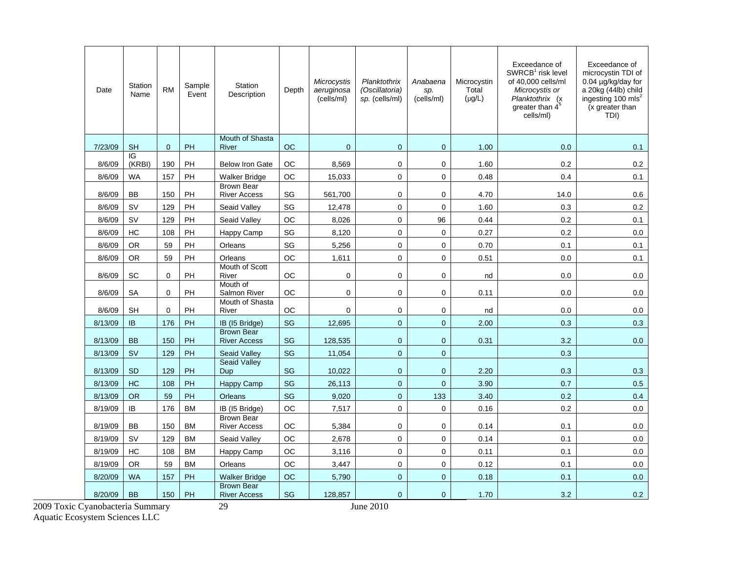| Date | Station Name | RM | Sample Event | Station Description | Depth | *Microcystis aeruginosa* (cells/ml) | *Planktothrix (Oscillatoria) sp.* (cells/ml) | *Anabaena sp.* (cells/ml) | Microcystin Total (µg/L) | Exceedance of SWRCB[1] risk level of 40,000 cells/ml *Microcystis or Planktothrix* (x greater than $4^5$ cells/ml) | Exceedance of microcystin TDI of 0.04 µg/kg/day for a 20kg (44lb) child ingesting 100 mls[2] (x greater than TDI) |
|---|---|---|---|---|---|---|---|---|---|---|---|
| 7/23/09 | SH | 0 | PH | Mouth of Shasta River | OC | 0 | 0 | 0 | 1.00 | 0.0 | 0.1 |
| 8/6/09 | IG (KRBI) | 190 | PH | Below Iron Gate | OC | 8,569 | 0 | 0 | 1.60 | 0.2 | 0.2 |
| 8/6/09 | WA | 157 | PH | Walker Bridge | OC | 15,033 | 0 | 0 | 0.48 | 0.4 | 0.1 |
| 8/6/09 | BB | 150 | PH | Brown Bear River Access | SG | 561,700 | 0 | 0 | 4.70 | 14.0 | 0.6 |
| 8/6/09 | SV | 129 | PH | Seaid Valley | SG | 12,478 | 0 | 0 | 1.60 | 0.3 | 0.2 |
| 8/6/09 | SV | 129 | PH | Seaid Valley | OC | 8,026 | 0 | 96 | 0.44 | 0.2 | 0.1 |
| 8/6/09 | HC | 108 | PH | Happy Camp | SG | 8,120 | 0 | 0 | 0.27 | 0.2 | 0.0 |
| 8/6/09 | OR | 59 | PH | Orleans | SG | 5,256 | 0 | 0 | 0.70 | 0.1 | 0.1 |
| 8/6/09 | OR | 59 | PH | Orleans | OC | 1,611 | 0 | 0 | 0.51 | 0.0 | 0.1 |
| 8/6/09 | SC | 0 | PH | Mouth of Scott River | OC | 0 | 0 | 0 | nd | 0.0 | 0.0 |
| 8/6/09 | SA | 0 | PH | Mouth of Salmon River | OC | 0 | 0 | 0 | 0.11 | 0.0 | 0.0 |
| 8/6/09 | SH | 0 | PH | Mouth of Shasta River | OC | 0 | 0 | 0 | nd | 0.0 | 0.0 |
| 8/13/09 | IB | 176 | PH | IB (I5 Bridge) | SG | 12,695 | 0 | 0 | 2.00 | 0.3 | 0.3 |
| 8/13/09 | BB | 150 | PH | Brown Bear River Access | SG | 128,535 | 0 | 0 | 0.31 | 3.2 | 0.0 |
| 8/13/09 | SV | 129 | PH | Seaid Valley | SG | 11,054 | 0 | 0 | | 0.3 | |
| 8/13/09 | SD | 129 | PH | Seaid Valley Dup | SG | 10,022 | 0 | 0 | 2.20 | 0.3 | 0.3 |
| 8/13/09 | HC | 108 | PH | Happy Camp | SG | 26,113 | 0 | 0 | 3.90 | 0.7 | 0.5 |
| 8/13/09 | OR | 59 | PH | Orleans | SG | 9,020 | 0 | 133 | 3.40 | 0.2 | 0.4 |
| 8/19/09 | IB | 176 | BM | IB (I5 Bridge) | OC | 7,517 | 0 | 0 | 0.16 | 0.2 | 0.0 |
| 8/19/09 | BB | 150 | BM | Brown Bear River Access | OC | 5,384 | 0 | 0 | 0.14 | 0.1 | 0.0 |
| 8/19/09 | SV | 129 | BM | Seaid Valley | OC | 2,678 | 0 | 0 | 0.14 | 0.1 | 0.0 |
| 8/19/09 | HC | 108 | BM | Happy Camp | OC | 3,116 | 0 | 0 | 0.11 | 0.1 | 0.0 |
| 8/19/09 | OR | 59 | BM | Orleans | OC | 3,447 | 0 | 0 | 0.12 | 0.1 | 0.0 |
| 8/20/09 | WA | 157 | PH | Walker Bridge | OC | 5,790 | 0 | 0 | 0.18 | 0.1 | 0.0 |
| 8/20/09 | BB | 150 | PH | Brown Bear River Access | SG | 128,857 | 0 | 0 | 1.70 | 3.2 | 0.2 |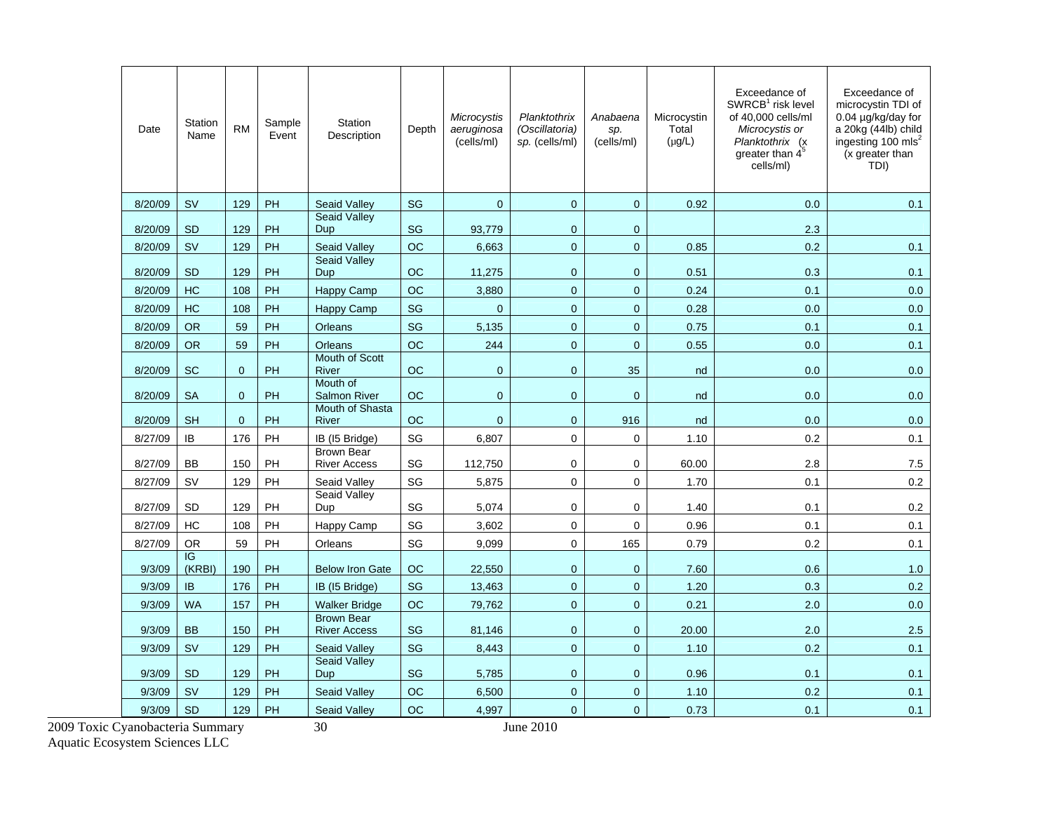| Date | Station Name | RM | Sample Event | Station Description | Depth | *Microcystis aeruginosa* (cells/ml) | *Planktothrix (Oscillatoria) sp.* (cells/ml) | *Anabaena sp.* (cells/ml) | Microcystin Total (µg/L) | Exceedance of SWRCB[1] risk level of 40,000 cells/ml *Microcystis or Planktothrix* (x greater than $4^5$ cells/ml) | Exceedance of microcystin TDI of 0.04 µg/kg/day for a 20kg (44lb) child ingesting 100 mls[2] (x greater than TDI) |
|---|---|---|---|---|---|---|---|---|---|---|---|
| 8/20/09 | SV | 129 | PH | Seaid Valley | SG | 0 | 0 | 0 | 0.92 | 0.0 | 0.1 |
| 8/20/09 | SD | 129 | PH | Seaid Valley Dup | SG | 93,779 | 0 | 0 | | 2.3 | |
| 8/20/09 | SV | 129 | PH | Seaid Valley | OC | 6,663 | 0 | 0 | 0.85 | 0.2 | 0.1 |
| 8/20/09 | SD | 129 | PH | Seaid Valley Dup | OC | 11,275 | 0 | 0 | 0.51 | 0.3 | 0.1 |
| 8/20/09 | HC | 108 | PH | Happy Camp | OC | 3,880 | 0 | 0 | 0.24 | 0.1 | 0.0 |
| 8/20/09 | HC | 108 | PH | Happy Camp | SG | 0 | 0 | 0 | 0.28 | 0.0 | 0.0 |
| 8/20/09 | OR | 59 | PH | Orleans | SG | 5,135 | 0 | 0 | 0.75 | 0.1 | 0.1 |
| 8/20/09 | OR | 59 | PH | Orleans | OC | 244 | 0 | 0 | 0.55 | 0.0 | 0.1 |
| 8/20/09 | SC | 0 | PH | Mouth of Scott River | OC | 0 | 0 | 35 | nd | 0.0 | 0.0 |
| 8/20/09 | SA | 0 | PH | Mouth of Salmon River | OC | 0 | 0 | 0 | nd | 0.0 | 0.0 |
| 8/20/09 | SH | 0 | PH | Mouth of Shasta River | OC | 0 | 0 | 916 | nd | 0.0 | 0.0 |
| 8/27/09 | IB | 176 | PH | IB (I5 Bridge) | SG | 6,807 | 0 | 0 | 1.10 | 0.2 | 0.1 |
| 8/27/09 | BB | 150 | PH | Brown Bear River Access | SG | 112,750 | 0 | 0 | 60.00 | 2.8 | 7.5 |
| 8/27/09 | SV | 129 | PH | Seaid Valley | SG | 5,875 | 0 | 0 | 1.70 | 0.1 | 0.2 |
| 8/27/09 | SD | 129 | PH | Seaid Valley Dup | SG | 5,074 | 0 | 0 | 1.40 | 0.1 | 0.2 |
| 8/27/09 | HC | 108 | PH | Happy Camp | SG | 3,602 | 0 | 0 | 0.96 | 0.1 | 0.1 |
| 8/27/09 | OR | 59 | PH | Orleans | SG | 9,099 | 0 | 165 | 0.79 | 0.2 | 0.1 |
| 9/3/09 | IG (KRBI) | 190 | PH | Below Iron Gate | OC | 22,550 | 0 | 0 | 7.60 | 0.6 | 1.0 |
| 9/3/09 | IB | 176 | PH | IB (I5 Bridge) | SG | 13,463 | 0 | 0 | 1.20 | 0.3 | 0.2 |
| 9/3/09 | WA | 157 | PH | Walker Bridge | OC | 79,762 | 0 | 0 | 0.21 | 2.0 | 0.0 |
| 9/3/09 | BB | 150 | PH | Brown Bear River Access | SG | 81,146 | 0 | 0 | 20.00 | 2.0 | 2.5 |
| 9/3/09 | SV | 129 | PH | Seaid Valley | SG | 8,443 | 0 | 0 | 1.10 | 0.2 | 0.1 |
| 9/3/09 | SD | 129 | PH | Seaid Valley Dup | SG | 5,785 | 0 | 0 | 0.96 | 0.1 | 0.1 |
| 9/3/09 | SV | 129 | PH | Seaid Valley | OC | 6,500 | 0 | 0 | 1.10 | 0.2 | 0.1 |
| 9/3/09 | SD | 129 | PH | Seaid Valley | OC | 4,997 | 0 | 0 | 0.73 | 0.1 | 0.1 |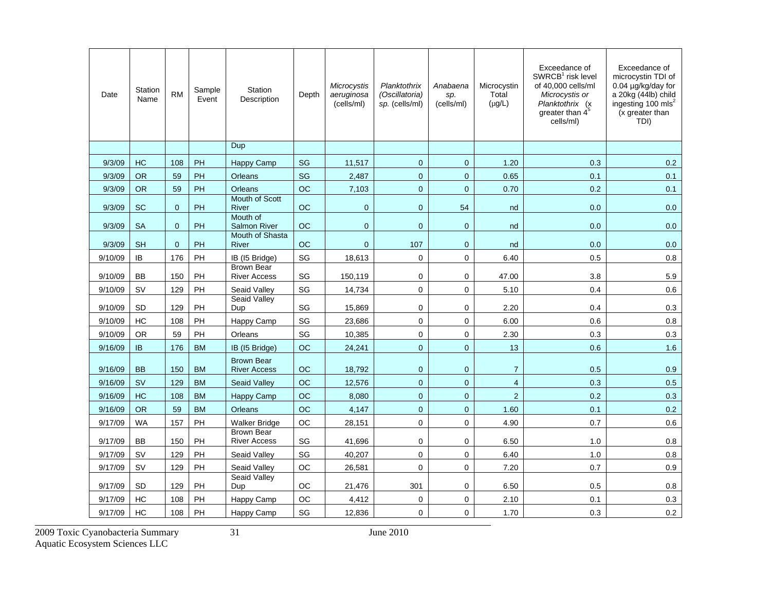| Date | Station Name | RM | Sample Event | Station Description | Depth | *Microcystis aeruginosa* (cells/ml) | *Planktothrix (Oscillatoria) sp.* (cells/ml) | *Anabaena sp.* (cells/ml) | Microcystin Total (µg/L) | Exceedance of SWRCB[1] risk level of 40,000 cells/ml *Microcystis or Planktothrix* (x greater than 4[5] cells/ml) | Exceedance of microcystin TDI of 0.04 µg/kg/day for a 20kg (44lb) child ingesting 100 mls[2] (x greater than TDI) |
|---|---|---|---|---|---|---|---|---|---|---|---|
| | | | | Dup | | | | | | | |
| 9/3/09 | HC | 108 | PH | Happy Camp | SG | 11,517 | 0 | 0 | 1.20 | 0.3 | 0.2 |
| 9/3/09 | OR | 59 | PH | Orleans | SG | 2,487 | 0 | 0 | 0.65 | 0.1 | 0.1 |
| 9/3/09 | OR | 59 | PH | Orleans | OC | 7,103 | 0 | 0 | 0.70 | 0.2 | 0.1 |
| 9/3/09 | SC | 0 | PH | Mouth of Scott River | OC | 0 | 0 | 54 | nd | 0.0 | 0.0 |
| 9/3/09 | SA | 0 | PH | Mouth of Salmon River | OC | 0 | 0 | 0 | nd | 0.0 | 0.0 |
| 9/3/09 | SH | 0 | PH | Mouth of Shasta River | OC | 0 | 107 | 0 | nd | 0.0 | 0.0 |
| 9/10/09 | IB | 176 | PH | IB (I5 Bridge) | SG | 18,613 | 0 | 0 | 6.40 | 0.5 | 0.8 |
| 9/10/09 | BB | 150 | PH | Brown Bear River Access | SG | 150,119 | 0 | 0 | 47.00 | 3.8 | 5.9 |
| 9/10/09 | SV | 129 | PH | Seaid Valley | SG | 14,734 | 0 | 0 | 5.10 | 0.4 | 0.6 |
| 9/10/09 | SD | 129 | PH | Seaid Valley Dup | SG | 15,869 | 0 | 0 | 2.20 | 0.4 | 0.3 |
| 9/10/09 | HC | 108 | PH | Happy Camp | SG | 23,686 | 0 | 0 | 6.00 | 0.6 | 0.8 |
| 9/10/09 | OR | 59 | PH | Orleans | SG | 10,385 | 0 | 0 | 2.30 | 0.3 | 0.3 |
| 9/16/09 | IB | 176 | BM | IB (I5 Bridge) | OC | 24,241 | 0 | 0 | 13 | 0.6 | 1.6 |
| 9/16/09 | BB | 150 | BM | Brown Bear River Access | OC | 18,792 | 0 | 0 | 7 | 0.5 | 0.9 |
| 9/16/09 | SV | 129 | BM | Seaid Valley | OC | 12,576 | 0 | 0 | 4 | 0.3 | 0.5 |
| 9/16/09 | HC | 108 | BM | Happy Camp | OC | 8,080 | 0 | 0 | 2 | 0.2 | 0.3 |
| 9/16/09 | OR | 59 | BM | Orleans | OC | 4,147 | 0 | 0 | 1.60 | 0.1 | 0.2 |
| 9/17/09 | WA | 157 | PH | Walker Bridge | OC | 28,151 | 0 | 0 | 4.90 | 0.7 | 0.6 |
| 9/17/09 | BB | 150 | PH | Brown Bear River Access | SG | 41,696 | 0 | 0 | 6.50 | 1.0 | 0.8 |
| 9/17/09 | SV | 129 | PH | Seaid Valley | SG | 40,207 | 0 | 0 | 6.40 | 1.0 | 0.8 |
| 9/17/09 | SV | 129 | PH | Seaid Valley | OC | 26,581 | 0 | 0 | 7.20 | 0.7 | 0.9 |
| 9/17/09 | SD | 129 | PH | Seaid Valley Dup | OC | 21,476 | 301 | 0 | 6.50 | 0.5 | 0.8 |
| 9/17/09 | HC | 108 | PH | Happy Camp | OC | 4,412 | 0 | 0 | 2.10 | 0.1 | 0.3 |
| 9/17/09 | HC | 108 | PH | Happy Camp | SG | 12,836 | 0 | 0 | 1.70 | 0.3 | 0.2 |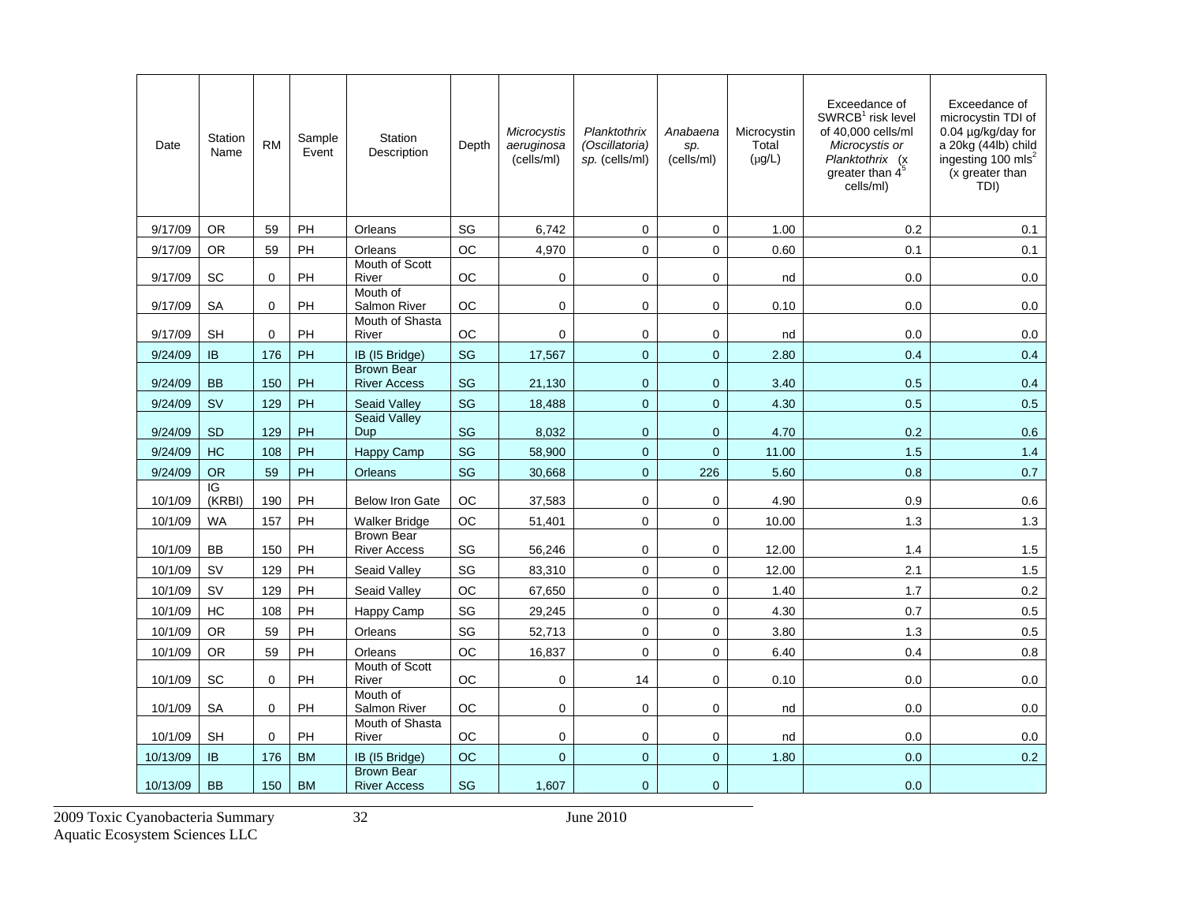| Date | Station Name | RM | Sample Event | Station Description | Depth | *Microcystis aeruginosa* (cells/ml) | *Planktothrix (Oscillatoria) sp.* (cells/ml) | *Anabaena sp.* (cells/ml) | Microcystin Total (µg/L) | Exceedance of SWRCB[1] risk level of 40,000 cells/ml *Microcystis or Planktothrix* (x greater than $4^5$ cells/ml) | Exceedance of microcystin TDI of 0.04 µg/kg/day for a 20kg (44lb) child ingesting 100 mls[2] (x greater than TDI) |
|---|---|---|---|---|---|---|---|---|---|---|---|
| 9/17/09 | OR | 59 | PH | Orleans | SG | 6,742 | 0 | 0 | 1.00 | 0.2 | 0.1 |
| 9/17/09 | OR | 59 | PH | Orleans | OC | 4,970 | 0 | 0 | 0.60 | 0.1 | 0.1 |
| 9/17/09 | SC | 0 | PH | Mouth of Scott River | OC | 0 | 0 | 0 | nd | 0.0 | 0.0 |
| 9/17/09 | SA | 0 | PH | Mouth of Salmon River | OC | 0 | 0 | 0 | 0.10 | 0.0 | 0.0 |
| 9/17/09 | SH | 0 | PH | Mouth of Shasta River | OC | 0 | 0 | 0 | nd | 0.0 | 0.0 |
| 9/24/09 | IB | 176 | PH | IB (I5 Bridge) | SG | 17,567 | 0 | 0 | 2.80 | 0.4 | 0.4 |
| 9/24/09 | BB | 150 | PH | Brown Bear River Access | SG | 21,130 | 0 | 0 | 3.40 | 0.5 | 0.4 |
| 9/24/09 | SV | 129 | PH | Seaid Valley | SG | 18,488 | 0 | 0 | 4.30 | 0.5 | 0.5 |
| 9/24/09 | SD | 129 | PH | Seaid Valley Dup | SG | 8,032 | 0 | 0 | 4.70 | 0.2 | 0.6 |
| 9/24/09 | HC | 108 | PH | Happy Camp | SG | 58,900 | 0 | 0 | 11.00 | 1.5 | 1.4 |
| 9/24/09 | OR | 59 | PH | Orleans | SG | 30,668 | 0 | 226 | 5.60 | 0.8 | 0.7 |
| 10/1/09 | IG (KRBI) | 190 | PH | Below Iron Gate | OC | 37,583 | 0 | 0 | 4.90 | 0.9 | 0.6 |
| 10/1/09 | WA | 157 | PH | Walker Bridge | OC | 51,401 | 0 | 0 | 10.00 | 1.3 | 1.3 |
| 10/1/09 | BB | 150 | PH | Brown Bear River Access | SG | 56,246 | 0 | 0 | 12.00 | 1.4 | 1.5 |
| 10/1/09 | SV | 129 | PH | Seaid Valley | SG | 83,310 | 0 | 0 | 12.00 | 2.1 | 1.5 |
| 10/1/09 | SV | 129 | PH | Seaid Valley | OC | 67,650 | 0 | 0 | 1.40 | 1.7 | 0.2 |
| 10/1/09 | HC | 108 | PH | Happy Camp | SG | 29,245 | 0 | 0 | 4.30 | 0.7 | 0.5 |
| 10/1/09 | OR | 59 | PH | Orleans | SG | 52,713 | 0 | 0 | 3.80 | 1.3 | 0.5 |
| 10/1/09 | OR | 59 | PH | Orleans | OC | 16,837 | 0 | 0 | 6.40 | 0.4 | 0.8 |
| 10/1/09 | SC | 0 | PH | Mouth of Scott River | OC | 0 | 14 | 0 | 0.10 | 0.0 | 0.0 |
| 10/1/09 | SA | 0 | PH | Mouth of Salmon River | OC | 0 | 0 | 0 | nd | 0.0 | 0.0 |
| 10/1/09 | SH | 0 | PH | Mouth of Shasta River | OC | 0 | 0 | 0 | nd | 0.0 | 0.0 |
| 10/13/09 | IB | 176 | BM | IB (I5 Bridge) | OC | 0 | 0 | 0 | 1.80 | 0.0 | 0.2 |
| 10/13/09 | BB | 150 | BM | Brown Bear River Access | SG | 1,607 | 0 | 0 | | 0.0 | |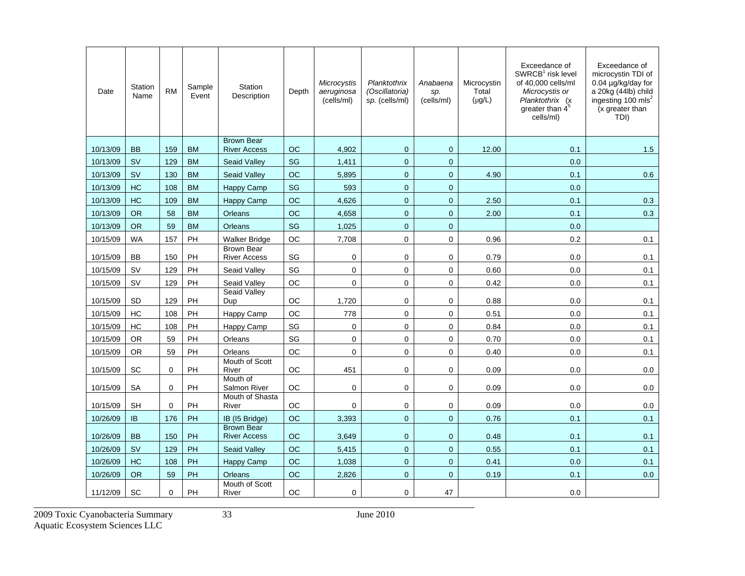| Date | Station Name | RM | Sample Event | Station Description | Depth | *Microcystis aeruginosa* (cells/ml) | *Planktothrix (Oscillatoria) sp.* (cells/ml) | *Anabaena sp.* (cells/ml) | Microcystin Total (µg/L) | Exceedance of SWRCB[1] risk level of 40,000 cells/ml *Microcystis or Planktothrix* (x greater than $4^5$ cells/ml) | Exceedance of microcystin TDI of 0.04 µg/kg/day for a 20kg (44lb) child ingesting 100 mls[2] (x greater than TDI) |
|---|---|---|---|---|---|---|---|---|---|---|---|
| 10/13/09 | BB | 159 | BM | Brown Bear River Access | OC | 4,902 | 0 | 0 | 12.00 | 0.1 | 1.5 |
| 10/13/09 | SV | 129 | BM | Seaid Valley | SG | 1,411 | 0 | 0 | | 0.0 | |
| 10/13/09 | SV | 130 | BM | Seaid Valley | OC | 5,895 | 0 | 0 | 4.90 | 0.1 | 0.6 |
| 10/13/09 | HC | 108 | BM | Happy Camp | SG | 593 | 0 | 0 | | 0.0 | |
| 10/13/09 | HC | 109 | BM | Happy Camp | OC | 4,626 | 0 | 0 | 2.50 | 0.1 | 0.3 |
| 10/13/09 | OR | 58 | BM | Orleans | OC | 4,658 | 0 | 0 | 2.00 | 0.1 | 0.3 |
| 10/13/09 | OR | 59 | BM | Orleans | SG | 1,025 | 0 | 0 | | 0.0 | |
| 10/15/09 | WA | 157 | PH | Walker Bridge | OC | 7,708 | 0 | 0 | 0.96 | 0.2 | 0.1 |
| 10/15/09 | BB | 150 | PH | Brown Bear River Access | SG | 0 | 0 | 0 | 0.79 | 0.0 | 0.1 |
| 10/15/09 | SV | 129 | PH | Seaid Valley | SG | 0 | 0 | 0 | 0.60 | 0.0 | 0.1 |
| 10/15/09 | SV | 129 | PH | Seaid Valley | OC | 0 | 0 | 0 | 0.42 | 0.0 | 0.1 |
| 10/15/09 | SD | 129 | PH | Seaid Valley Dup | OC | 1,720 | 0 | 0 | 0.88 | 0.0 | 0.1 |
| 10/15/09 | HC | 108 | PH | Happy Camp | OC | 778 | 0 | 0 | 0.51 | 0.0 | 0.1 |
| 10/15/09 | HC | 108 | PH | Happy Camp | SG | 0 | 0 | 0 | 0.84 | 0.0 | 0.1 |
| 10/15/09 | OR | 59 | PH | Orleans | SG | 0 | 0 | 0 | 0.70 | 0.0 | 0.1 |
| 10/15/09 | OR | 59 | PH | Orleans | OC | 0 | 0 | 0 | 0.40 | 0.0 | 0.1 |
| 10/15/09 | SC | 0 | PH | Mouth of Scott River | OC | 451 | 0 | 0 | 0.09 | 0.0 | 0.0 |
| 10/15/09 | SA | 0 | PH | Mouth of Salmon River | OC | 0 | 0 | 0 | 0.09 | 0.0 | 0.0 |
| 10/15/09 | SH | 0 | PH | Mouth of Shasta River | OC | 0 | 0 | 0 | 0.09 | 0.0 | 0.0 |
| 10/26/09 | IB | 176 | PH | IB (I5 Bridge) | OC | 3,393 | 0 | 0 | 0.76 | 0.1 | 0.1 |
| 10/26/09 | BB | 150 | PH | Brown Bear River Access | OC | 3,649 | 0 | 0 | 0.48 | 0.1 | 0.1 |
| 10/26/09 | SV | 129 | PH | Seaid Valley | OC | 5,415 | 0 | 0 | 0.55 | 0.1 | 0.1 |
| 10/26/09 | HC | 108 | PH | Happy Camp | OC | 1,038 | 0 | 0 | 0.41 | 0.0 | 0.1 |
| 10/26/09 | OR | 59 | PH | Orleans | OC | 2,826 | 0 | 0 | 0.19 | 0.1 | 0.0 |
| 11/12/09 | SC | 0 | PH | Mouth of Scott River | OC | 0 | 0 | 47 | | 0.0 | |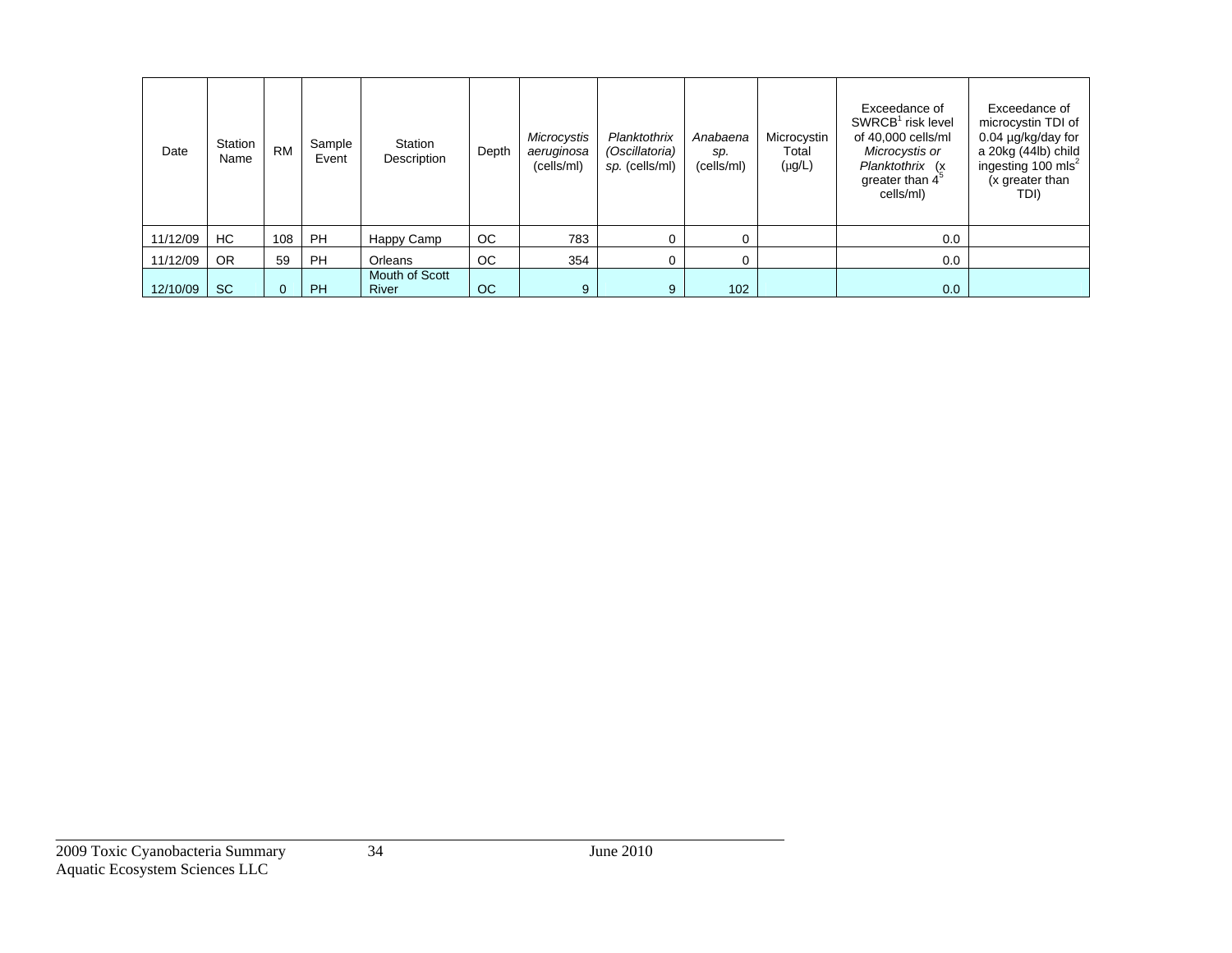| Date | Station Name | RM | Sample Event | Station Description | Depth | *Microcystis aeruginosa* (cells/ml) | *Planktothrix (Oscillatoria) sp.* (cells/ml) | *Anabaena sp.* (cells/ml) | Microcystin Total (µg/L) | Exceedance of SWRCB[1] risk level of 40,000 cells/ml *Microcystis or Planktothrix* (x greater than $4^5$ cells/ml) | Exceedance of microcystin TDI of 0.04 µg/kg/day for a 20kg (44lb) child ingesting 100 mls[2] (x greater than TDI) |
|---|---|---|---|---|---|---|---|---|---|---|---|
| 11/12/09 | HC | 108 | PH | Happy Camp | OC | 783 | 0 | 0 | | 0.0 | |
| 11/12/09 | OR | 59 | PH | Orleans | OC | 354 | 0 | 0 | | 0.0 | |
| 12/10/09 | SC | 0 | PH | Mouth of Scott River | OC | 9 | 9 | 102 | | 0.0 | |